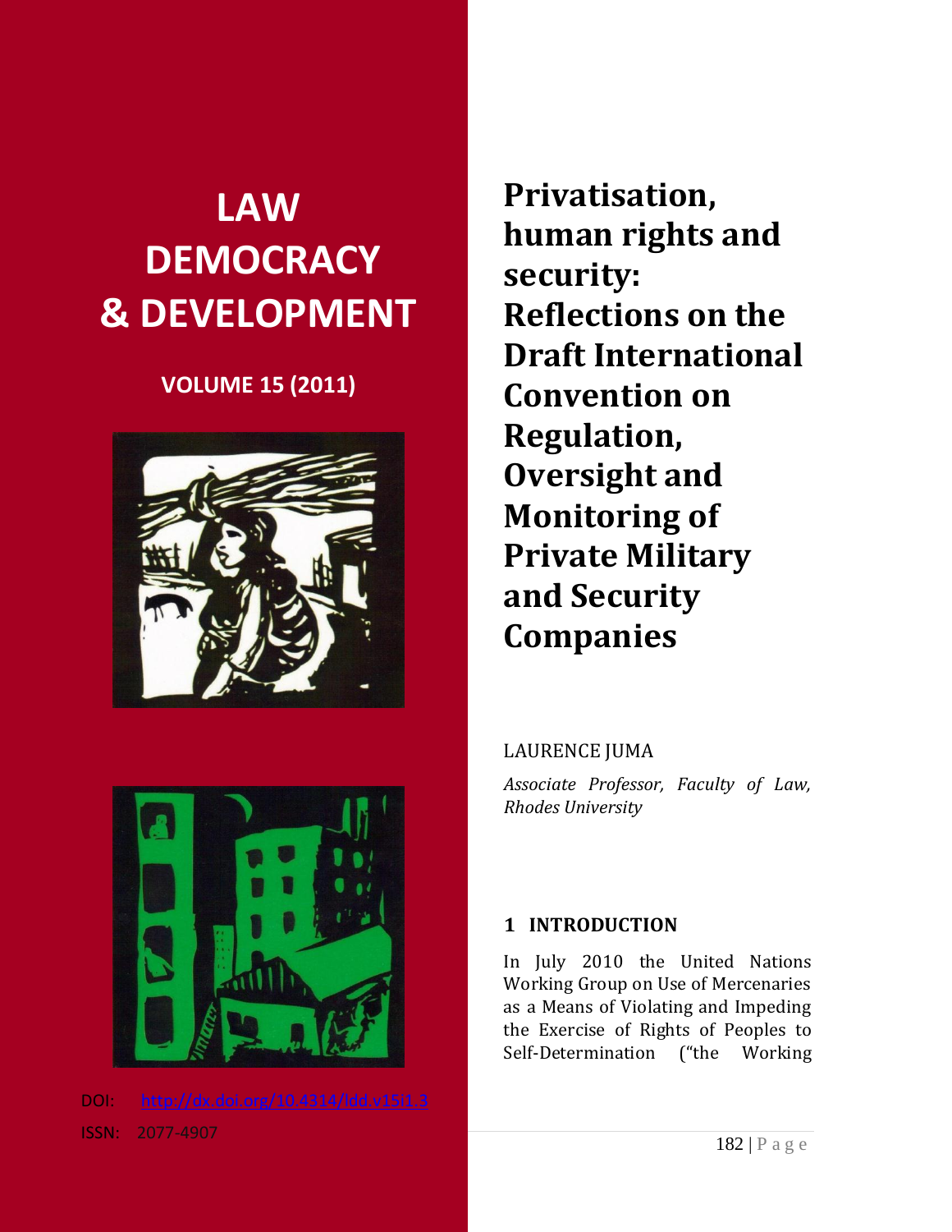# LAW DEMOCRACY & DEVELOPMENT

**VOLUME 15 (2011)**

DOI: http://dx.doi.org/10.4314/ldd.v15i1.3

ISSN: 2077-4907

# Privatisation, human rights and security: Reflections on the Draft International Convention on Regulation, Oversight and Monitoring of Private Military and Security Companies

LAURENCE JUMA

*Associate Professor, Faculty of Law, Rhodes University*

## 1 INTRODUCTION

In July 2010 the United Nations Working Group on Use of Mercenaries as a Means of Violating and Impeding the Exercise of Rights of Peoples to Self-Determination ("the Working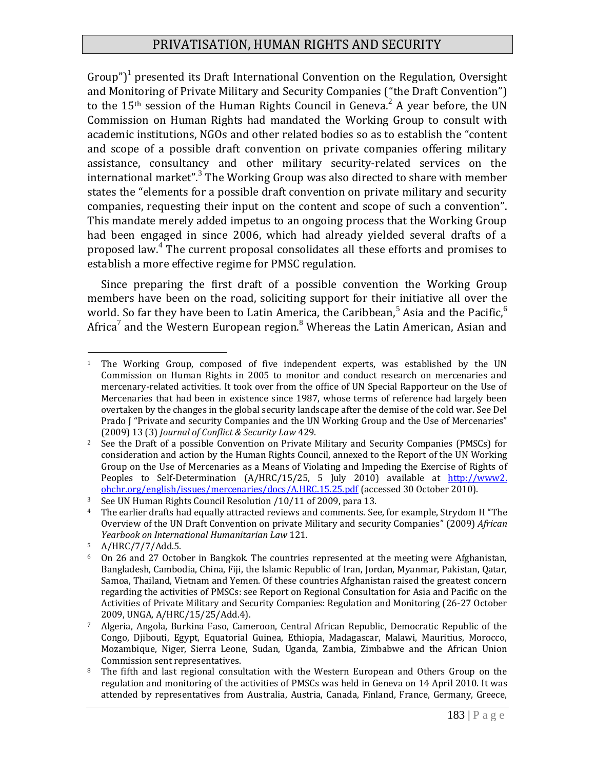Group")[1] presented its Draft International Convention on the Regulation, Oversight and Monitoring of Private Military and Security Companies ("the Draft Convention") to the 15th session of the Human Rights Council in Geneva.[2] A year before, the UN Commission on Human Rights had mandated the Working Group to consult with academic institutions, NGOs and other related bodies so as to establish the "content and scope of a possible draft convention on private companies offering military assistance, consultancy and other military security-related services on the international market".[3] The Working Group was also directed to share with member states the "elements for a possible draft convention on private military and security companies, requesting their input on the content and scope of such a convention". This mandate merely added impetus to an ongoing process that the Working Group had been engaged in since 2006, which had already yielded several drafts of a proposed law.[4] The current proposal consolidates all these efforts and promises to establish a more effective regime for PMSC regulation.

Since preparing the first draft of a possible convention the Working Group members have been on the road, soliciting support for their initiative all over the world. So far they have been to Latin America, the Caribbean,[5] Asia and the Pacific,[6] Africa[7] and the Western European region.[8] Whereas the Latin American, Asian and

---

1 The Working Group, composed of five independent experts, was established by the UN Commission on Human Rights in 2005 to monitor and conduct research on mercenaries and mercenary-related activities. It took over from the office of UN Special Rapporteur on the Use of Mercenaries that had been in existence since 1987, whose terms of reference had largely been overtaken by the changes in the global security landscape after the demise of the cold war. See Del Prado J "Private and security Companies and the UN Working Group and the Use of Mercenaries" (2009) 13 (3) *Journal of Conflict & Security Law* 429.

2 See the Draft of a possible Convention on Private Military and Security Companies (PMSCs) for consideration and action by the Human Rights Council, annexed to the Report of the UN Working Group on the Use of Mercenaries as a Means of Violating and Impeding the Exercise of Rights of Peoples to Self-Determination (A/HRC/15/25, 5 July 2010) available at http://www2.ohchr.org/english/issues/mercenaries/docs/A.HRC.15.25.pdf (accessed 30 October 2010).

3 See UN Human Rights Council Resolution /10/11 of 2009, para 13.

4 The earlier drafts had equally attracted reviews and comments. See, for example, Strydom H "The Overview of the UN Draft Convention on private Military and security Companies" (2009) *African Yearbook on International Humanitarian Law* 121.

5 A/HRC/7/7/Add.5.

6 On 26 and 27 October in Bangkok. The countries represented at the meeting were Afghanistan, Bangladesh, Cambodia, China, Fiji, the Islamic Republic of Iran, Jordan, Myanmar, Pakistan, Qatar, Samoa, Thailand, Vietnam and Yemen. Of these countries Afghanistan raised the greatest concern regarding the activities of PMSCs: see Report on Regional Consultation for Asia and Pacific on the Activities of Private Military and Security Companies: Regulation and Monitoring (26-27 October 2009, UNGA, A/HRC/15/25/Add.4).

7 Algeria, Angola, Burkina Faso, Cameroon, Central African Republic, Democratic Republic of the Congo, Djibouti, Egypt, Equatorial Guinea, Ethiopia, Madagascar, Malawi, Mauritius, Morocco, Mozambique, Niger, Sierra Leone, Sudan, Uganda, Zambia, Zimbabwe and the African Union Commission sent representatives.

8 The fifth and last regional consultation with the Western European and Others Group on the regulation and monitoring of the activities of PMSCs was held in Geneva on 14 April 2010. It was attended by representatives from Australia, Austria, Canada, Finland, France, Germany, Greece,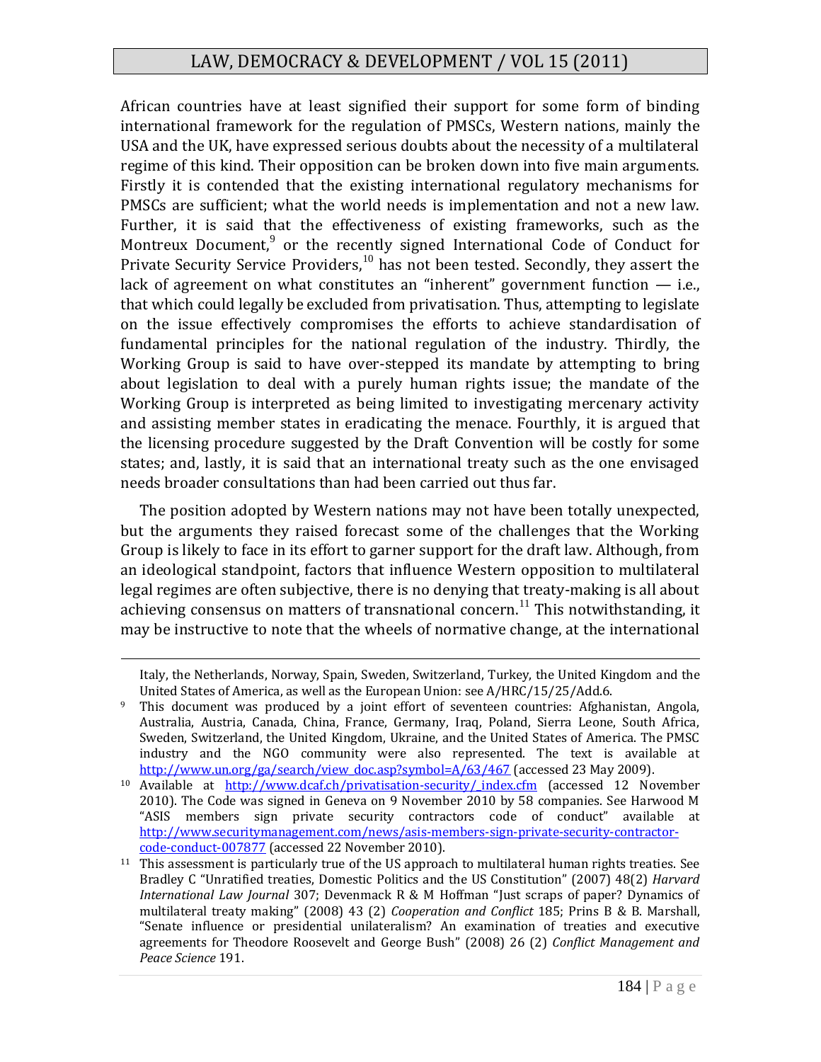African countries have at least signified their support for some form of binding international framework for the regulation of PMSCs, Western nations, mainly the USA and the UK, have expressed serious doubts about the necessity of a multilateral regime of this kind. Their opposition can be broken down into five main arguments. Firstly it is contended that the existing international regulatory mechanisms for PMSCs are sufficient; what the world needs is implementation and not a new law. Further, it is said that the effectiveness of existing frameworks, such as the Montreux Document,[9] or the recently signed International Code of Conduct for Private Security Service Providers,[10] has not been tested. Secondly, they assert the lack of agreement on what constitutes an "inherent" government function — i.e., that which could legally be excluded from privatisation. Thus, attempting to legislate on the issue effectively compromises the efforts to achieve standardisation of fundamental principles for the national regulation of the industry. Thirdly, the Working Group is said to have over-stepped its mandate by attempting to bring about legislation to deal with a purely human rights issue; the mandate of the Working Group is interpreted as being limited to investigating mercenary activity and assisting member states in eradicating the menace. Fourthly, it is argued that the licensing procedure suggested by the Draft Convention will be costly for some states; and, lastly, it is said that an international treaty such as the one envisaged needs broader consultations than had been carried out thus far.

The position adopted by Western nations may not have been totally unexpected, but the arguments they raised forecast some of the challenges that the Working Group is likely to face in its effort to garner support for the draft law. Although, from an ideological standpoint, factors that influence Western opposition to multilateral legal regimes are often subjective, there is no denying that treaty-making is all about achieving consensus on matters of transnational concern.[11] This notwithstanding, it may be instructive to note that the wheels of normative change, at the international

---

Italy, the Netherlands, Norway, Spain, Sweden, Switzerland, Turkey, the United Kingdom and the United States of America, as well as the European Union: see A/HRC/15/25/Add.6.

[9] This document was produced by a joint effort of seventeen countries: Afghanistan, Angola, Australia, Austria, Canada, China, France, Germany, Iraq, Poland, Sierra Leone, South Africa, Sweden, Switzerland, the United Kingdom, Ukraine, and the United States of America. The PMSC industry and the NGO community were also represented. The text is available at http://www.un.org/ga/search/view_doc.asp?symbol=A/63/467 (accessed 23 May 2009).

[10] Available at http://www.dcaf.ch/privatisation-security/_index.cfm (accessed 12 November 2010). The Code was signed in Geneva on 9 November 2010 by 58 companies. See Harwood M "ASIS members sign private security contractors code of conduct" available at http://www.securitymanagement.com/news/asis-members-sign-private-security-contractor-code-conduct-007877 (accessed 22 November 2010).

[11] This assessment is particularly true of the US approach to multilateral human rights treaties. See Bradley C "Unratified treaties, Domestic Politics and the US Constitution" (2007) 48(2) *Harvard International Law Journal* 307; Devenmack R & M Hoffman "Just scraps of paper? Dynamics of multilateral treaty making" (2008) 43 (2) *Cooperation and Conflict* 185; Prins B & B. Marshall, "Senate influence or presidential unilateralism? An examination of treaties and executive agreements for Theodore Roosevelt and George Bush" (2008) 26 (2) *Conflict Management and Peace Science* 191.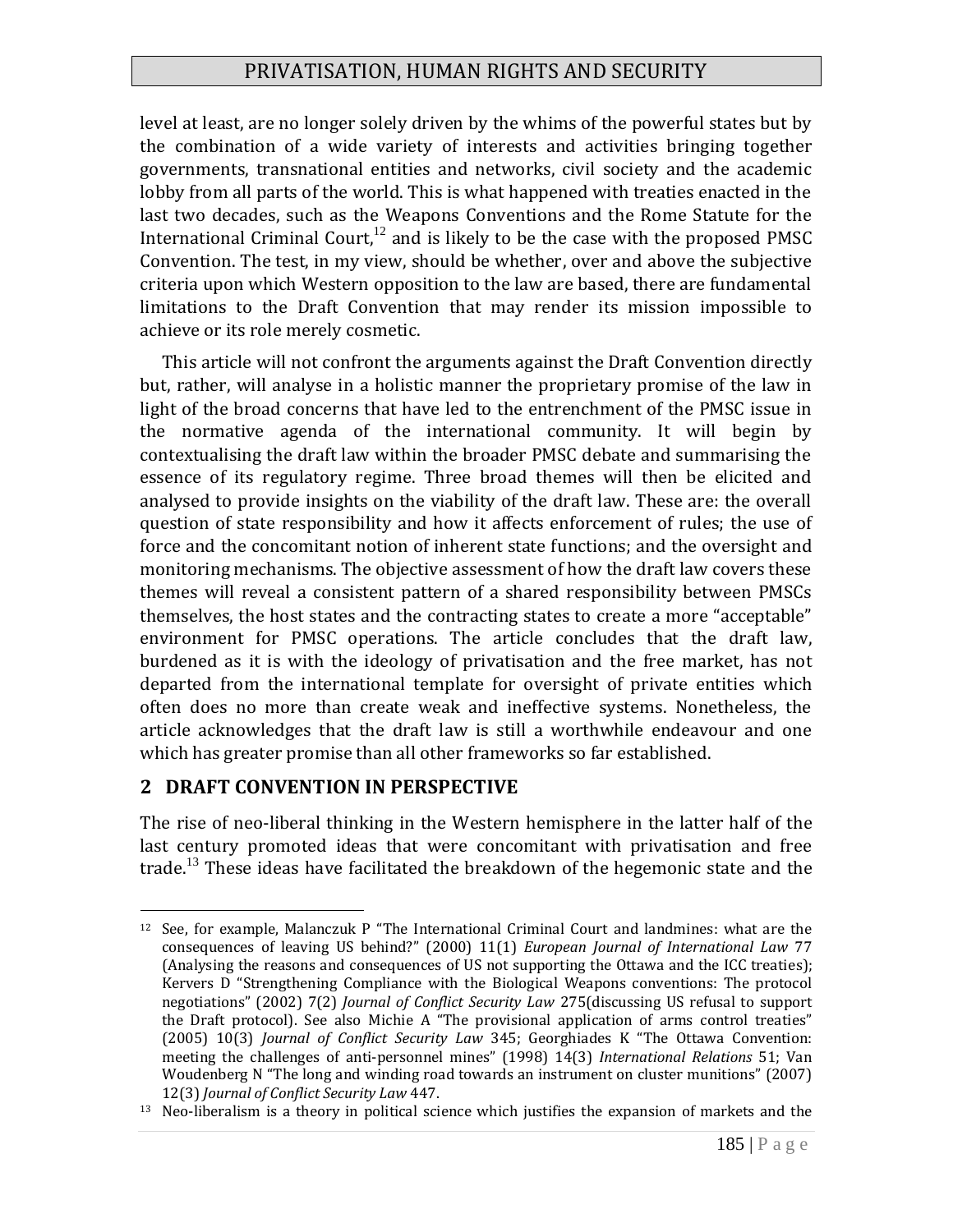level at least, are no longer solely driven by the whims of the powerful states but by the combination of a wide variety of interests and activities bringing together governments, transnational entities and networks, civil society and the academic lobby from all parts of the world. This is what happened with treaties enacted in the last two decades, such as the Weapons Conventions and the Rome Statute for the International Criminal Court,[12] and is likely to be the case with the proposed PMSC Convention. The test, in my view, should be whether, over and above the subjective criteria upon which Western opposition to the law are based, there are fundamental limitations to the Draft Convention that may render its mission impossible to achieve or its role merely cosmetic.

This article will not confront the arguments against the Draft Convention directly but, rather, will analyse in a holistic manner the proprietary promise of the law in light of the broad concerns that have led to the entrenchment of the PMSC issue in the normative agenda of the international community. It will begin by contextualising the draft law within the broader PMSC debate and summarising the essence of its regulatory regime. Three broad themes will then be elicited and analysed to provide insights on the viability of the draft law. These are: the overall question of state responsibility and how it affects enforcement of rules; the use of force and the concomitant notion of inherent state functions; and the oversight and monitoring mechanisms. The objective assessment of how the draft law covers these themes will reveal a consistent pattern of a shared responsibility between PMSCs themselves, the host states and the contracting states to create a more "acceptable" environment for PMSC operations. The article concludes that the draft law, burdened as it is with the ideology of privatisation and the free market, has not departed from the international template for oversight of private entities which often does no more than create weak and ineffective systems. Nonetheless, the article acknowledges that the draft law is still a worthwhile endeavour and one which has greater promise than all other frameworks so far established.

## 2 DRAFT CONVENTION IN PERSPECTIVE

The rise of neo-liberal thinking in the Western hemisphere in the latter half of the last century promoted ideas that were concomitant with privatisation and free trade.[13] These ideas have facilitated the breakdown of the hegemonic state and the

---

[12] See, for example, Malanczuk P "The International Criminal Court and landmines: what are the consequences of leaving US behind?" (2000) 11(1) *European Journal of International Law* 77 (Analysing the reasons and consequences of US not supporting the Ottawa and the ICC treaties); Kervers D "Strengthening Compliance with the Biological Weapons conventions: The protocol negotiations" (2002) 7(2) *Journal of Conflict Security Law* 275(discussing US refusal to support the Draft protocol). See also Michie A "The provisional application of arms control treaties" (2005) 10(3) *Journal of Conflict Security Law* 345; Georghiades K "The Ottawa Convention: meeting the challenges of anti-personnel mines" (1998) 14(3) *International Relations* 51; Van Woudenberg N "The long and winding road towards an instrument on cluster munitions" (2007) 12(3) *Journal of Conflict Security Law* 447.

[13] Neo-liberalism is a theory in political science which justifies the expansion of markets and the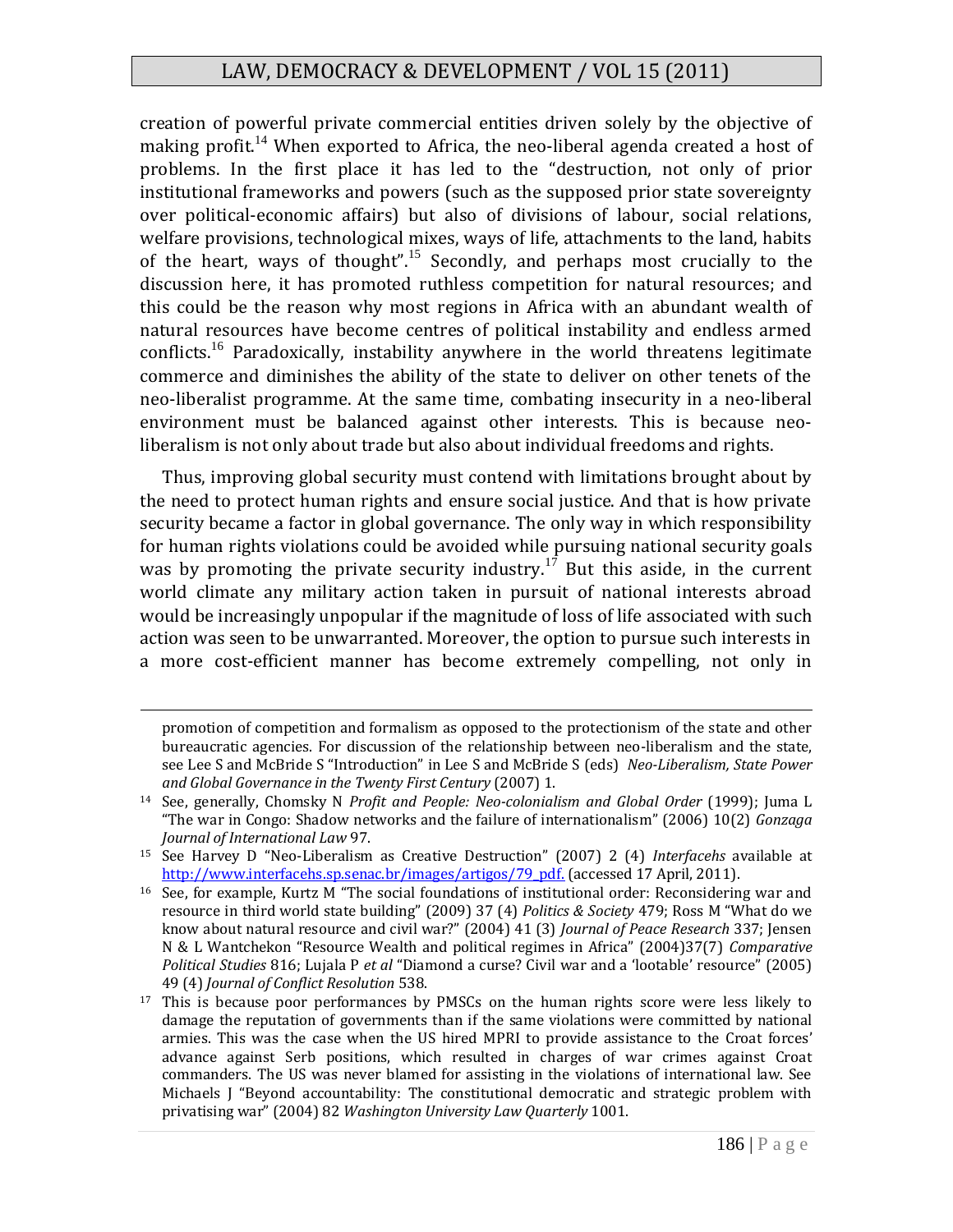creation of powerful private commercial entities driven solely by the objective of making profit.[14] When exported to Africa, the neo-liberal agenda created a host of problems. In the first place it has led to the "destruction, not only of prior institutional frameworks and powers (such as the supposed prior state sovereignty over political-economic affairs) but also of divisions of labour, social relations, welfare provisions, technological mixes, ways of life, attachments to the land, habits of the heart, ways of thought".[15] Secondly, and perhaps most crucially to the discussion here, it has promoted ruthless competition for natural resources; and this could be the reason why most regions in Africa with an abundant wealth of natural resources have become centres of political instability and endless armed conflicts.[16] Paradoxically, instability anywhere in the world threatens legitimate commerce and diminishes the ability of the state to deliver on other tenets of the neo-liberalist programme. At the same time, combating insecurity in a neo-liberal environment must be balanced against other interests. This is because neo-liberalism is not only about trade but also about individual freedoms and rights.

Thus, improving global security must contend with limitations brought about by the need to protect human rights and ensure social justice. And that is how private security became a factor in global governance. The only way in which responsibility for human rights violations could be avoided while pursuing national security goals was by promoting the private security industry.[17] But this aside, in the current world climate any military action taken in pursuit of national interests abroad would be increasingly unpopular if the magnitude of loss of life associated with such action was seen to be unwarranted. Moreover, the option to pursue such interests in a more cost-efficient manner has become extremely compelling, not only in

---

promotion of competition and formalism as opposed to the protectionism of the state and other bureaucratic agencies. For discussion of the relationship between neo-liberalism and the state, see Lee S and McBride S "Introduction" in Lee S and McBride S (eds) *Neo-Liberalism, State Power and Global Governance in the Twenty First Century* (2007) 1.

14 See, generally, Chomsky N *Profit and People: Neo-colonialism and Global Order* (1999); Juma L "The war in Congo: Shadow networks and the failure of internationalism" (2006) 10(2) *Gonzaga Journal of International Law* 97.

15 See Harvey D "Neo-Liberalism as Creative Destruction" (2007) 2 (4) *Interfacehs* available at http://www.interfacehs.sp.senac.br/images/artigos/79_pdf. (accessed 17 April, 2011).

16 See, for example, Kurtz M "The social foundations of institutional order: Reconsidering war and resource in third world state building" (2009) 37 (4) *Politics & Society* 479; Ross M "What do we know about natural resource and civil war?" (2004) 41 (3) *Journal of Peace Research* 337; Jensen N & L Wantchekon "Resource Wealth and political regimes in Africa" (2004)37(7) *Comparative Political Studies* 816; Lujala P *et al* "Diamond a curse? Civil war and a 'lootable' resource" (2005) 49 (4) *Journal of Conflict Resolution* 538.

17 This is because poor performances by PMSCs on the human rights score were less likely to damage the reputation of governments than if the same violations were committed by national armies. This was the case when the US hired MPRI to provide assistance to the Croat forces' advance against Serb positions, which resulted in charges of war crimes against Croat commanders. The US was never blamed for assisting in the violations of international law. See Michaels J "Beyond accountability: The constitutional democratic and strategic problem with privatising war" (2004) 82 *Washington University Law Quarterly* 1001.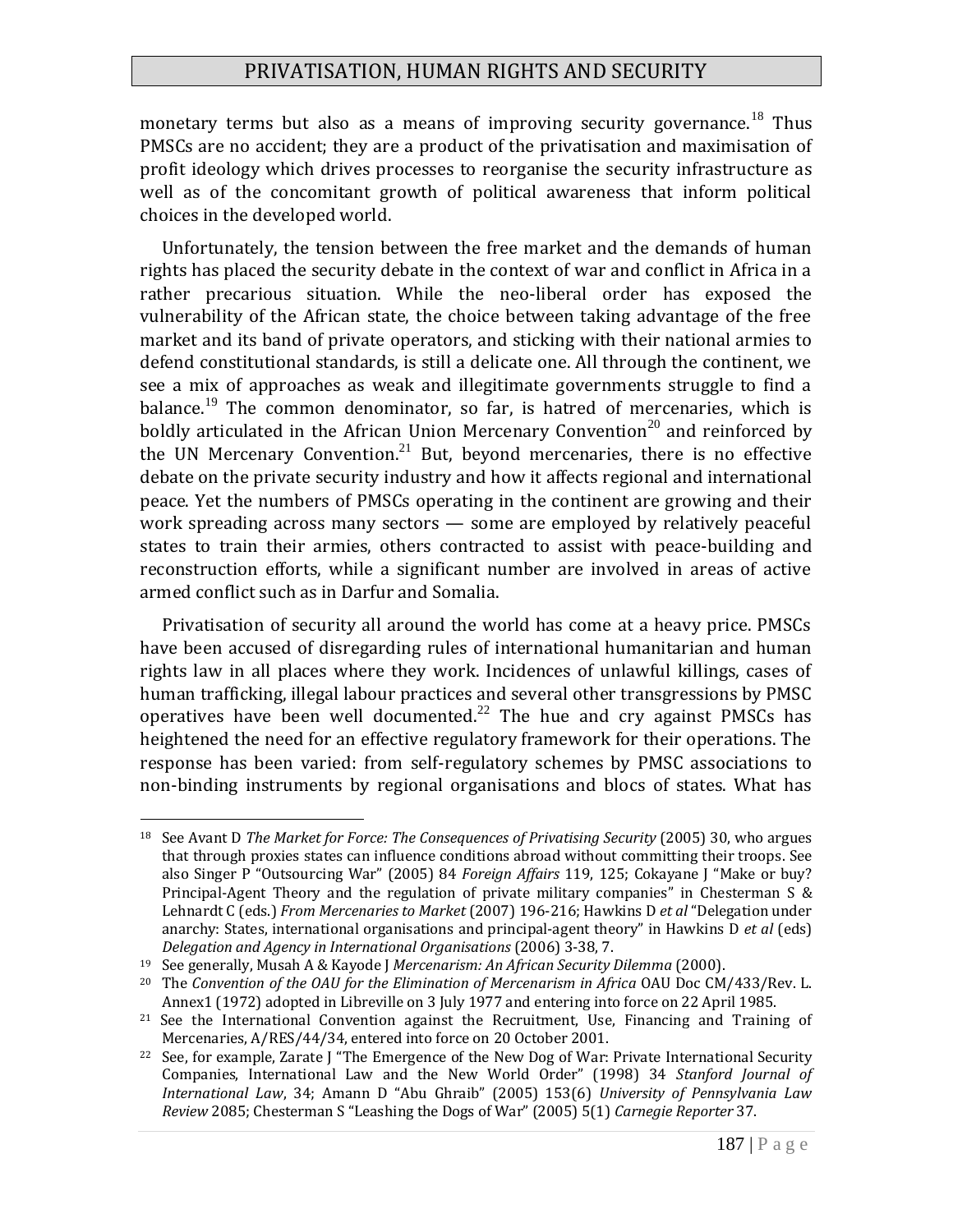monetary terms but also as a means of improving security governance.[18] Thus PMSCs are no accident; they are a product of the privatisation and maximisation of profit ideology which drives processes to reorganise the security infrastructure as well as of the concomitant growth of political awareness that inform political choices in the developed world.

Unfortunately, the tension between the free market and the demands of human rights has placed the security debate in the context of war and conflict in Africa in a rather precarious situation. While the neo-liberal order has exposed the vulnerability of the African state, the choice between taking advantage of the free market and its band of private operators, and sticking with their national armies to defend constitutional standards, is still a delicate one. All through the continent, we see a mix of approaches as weak and illegitimate governments struggle to find a balance.[19] The common denominator, so far, is hatred of mercenaries, which is boldly articulated in the African Union Mercenary Convention[20] and reinforced by the UN Mercenary Convention.[21] But, beyond mercenaries, there is no effective debate on the private security industry and how it affects regional and international peace. Yet the numbers of PMSCs operating in the continent are growing and their work spreading across many sectors — some are employed by relatively peaceful states to train their armies, others contracted to assist with peace-building and reconstruction efforts, while a significant number are involved in areas of active armed conflict such as in Darfur and Somalia.

Privatisation of security all around the world has come at a heavy price. PMSCs have been accused of disregarding rules of international humanitarian and human rights law in all places where they work. Incidences of unlawful killings, cases of human trafficking, illegal labour practices and several other transgressions by PMSC operatives have been well documented.[22] The hue and cry against PMSCs has heightened the need for an effective regulatory framework for their operations. The response has been varied: from self-regulatory schemes by PMSC associations to non-binding instruments by regional organisations and blocs of states. What has

---

[18] See Avant D *The Market for Force: The Consequences of Privatising Security* (2005) 30, who argues that through proxies states can influence conditions abroad without committing their troops. See also Singer P "Outsourcing War" (2005) 84 *Foreign Affairs* 119, 125; Cokayane J "Make or buy? Principal-Agent Theory and the regulation of private military companies" in Chesterman S & Lehnardt C (eds.) *From Mercenaries to Market* (2007) 196-216; Hawkins D *et al* "Delegation under anarchy: States, international organisations and principal-agent theory" in Hawkins D *et al* (eds) *Delegation and Agency in International Organisations* (2006) 3-38, 7.

[19] See generally, Musah A & Kayode J *Mercenarism: An African Security Dilemma* (2000).

[20] The *Convention of the OAU for the Elimination of Mercenarism in Africa* OAU Doc CM/433/Rev. L. Annex1 (1972) adopted in Libreville on 3 July 1977 and entering into force on 22 April 1985.

[21] See the International Convention against the Recruitment, Use, Financing and Training of Mercenaries, A/RES/44/34, entered into force on 20 October 2001.

[22] See, for example, Zarate J "The Emergence of the New Dog of War: Private International Security Companies, International Law and the New World Order" (1998) 34 *Stanford Journal of International Law*, 34; Amann D "Abu Ghraib" (2005) 153(6) *University of Pennsylvania Law Review* 2085; Chesterman S "Leashing the Dogs of War" (2005) 5(1) *Carnegie Reporter* 37.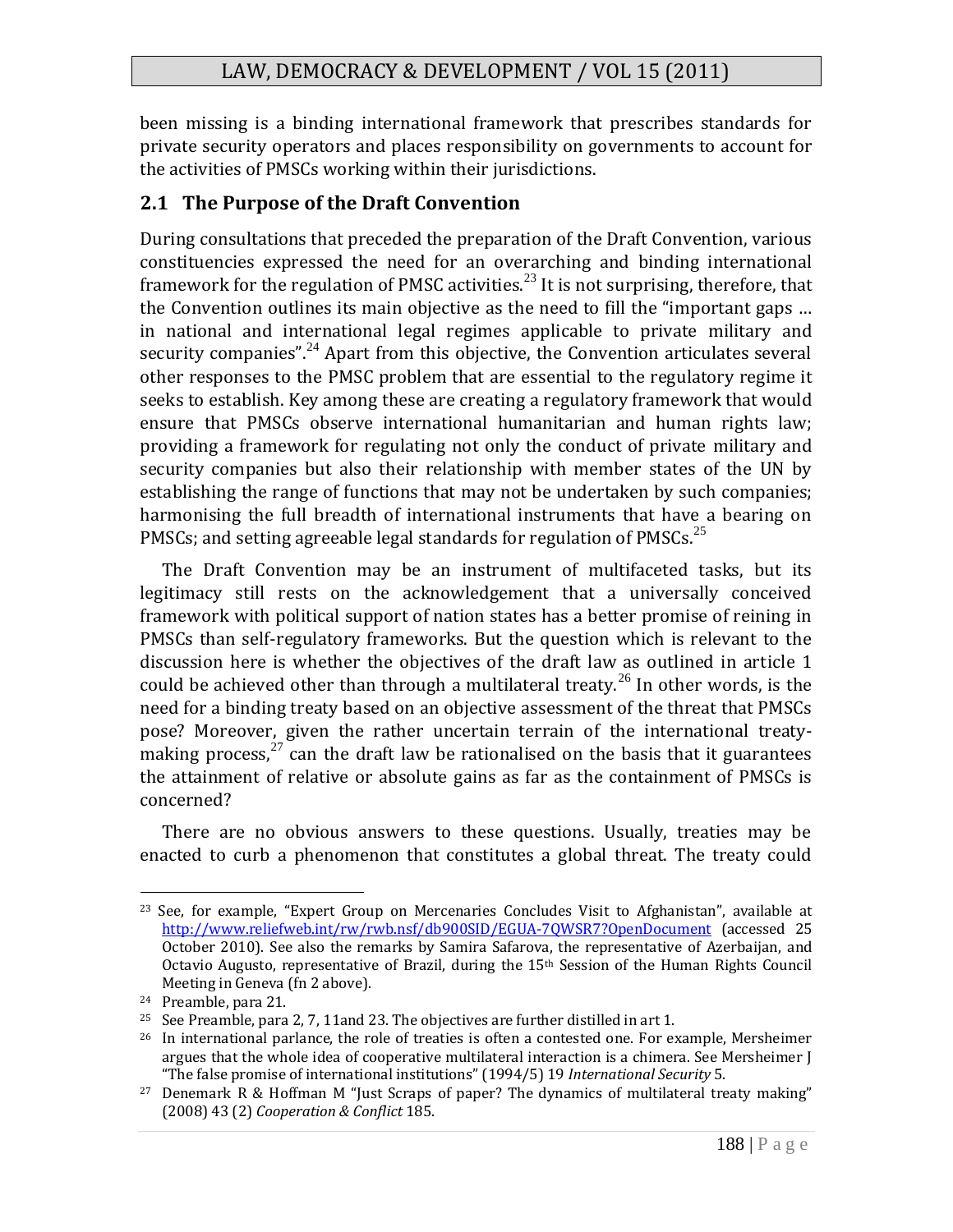been missing is a binding international framework that prescribes standards for private security operators and places responsibility on governments to account for the activities of PMSCs working within their jurisdictions.

## 2.1 The Purpose of the Draft Convention

During consultations that preceded the preparation of the Draft Convention, various constituencies expressed the need for an overarching and binding international framework for the regulation of PMSC activities.[23] It is not surprising, therefore, that the Convention outlines its main objective as the need to fill the "important gaps … in national and international legal regimes applicable to private military and security companies".[24] Apart from this objective, the Convention articulates several other responses to the PMSC problem that are essential to the regulatory regime it seeks to establish. Key among these are creating a regulatory framework that would ensure that PMSCs observe international humanitarian and human rights law; providing a framework for regulating not only the conduct of private military and security companies but also their relationship with member states of the UN by establishing the range of functions that may not be undertaken by such companies; harmonising the full breadth of international instruments that have a bearing on PMSCs; and setting agreeable legal standards for regulation of PMSCs.[25]

The Draft Convention may be an instrument of multifaceted tasks, but its legitimacy still rests on the acknowledgement that a universally conceived framework with political support of nation states has a better promise of reining in PMSCs than self-regulatory frameworks. But the question which is relevant to the discussion here is whether the objectives of the draft law as outlined in article 1 could be achieved other than through a multilateral treaty.[26] In other words, is the need for a binding treaty based on an objective assessment of the threat that PMSCs pose? Moreover, given the rather uncertain terrain of the international treaty-making process,[27] can the draft law be rationalised on the basis that it guarantees the attainment of relative or absolute gains as far as the containment of PMSCs is concerned?

There are no obvious answers to these questions. Usually, treaties may be enacted to curb a phenomenon that constitutes a global threat. The treaty could

---

[23] See, for example, "Expert Group on Mercenaries Concludes Visit to Afghanistan", available at http://www.reliefweb.int/rw/rwb.nsf/db900SID/EGUA-7QWSR7?OpenDocument (accessed 25 October 2010). See also the remarks by Samira Safarova, the representative of Azerbaijan, and Octavio Augusto, representative of Brazil, during the 15th Session of the Human Rights Council Meeting in Geneva (fn 2 above).

[24] Preamble, para 21.

[25] See Preamble, para 2, 7, 11and 23. The objectives are further distilled in art 1.

[26] In international parlance, the role of treaties is often a contested one. For example, Mersheimer argues that the whole idea of cooperative multilateral interaction is a chimera. See Mersheimer J "The false promise of international institutions" (1994/5) 19 *International Security* 5.

[27] Denemark R & Hoffman M "Just Scraps of paper? The dynamics of multilateral treaty making" (2008) 43 (2) *Cooperation & Conflict* 185.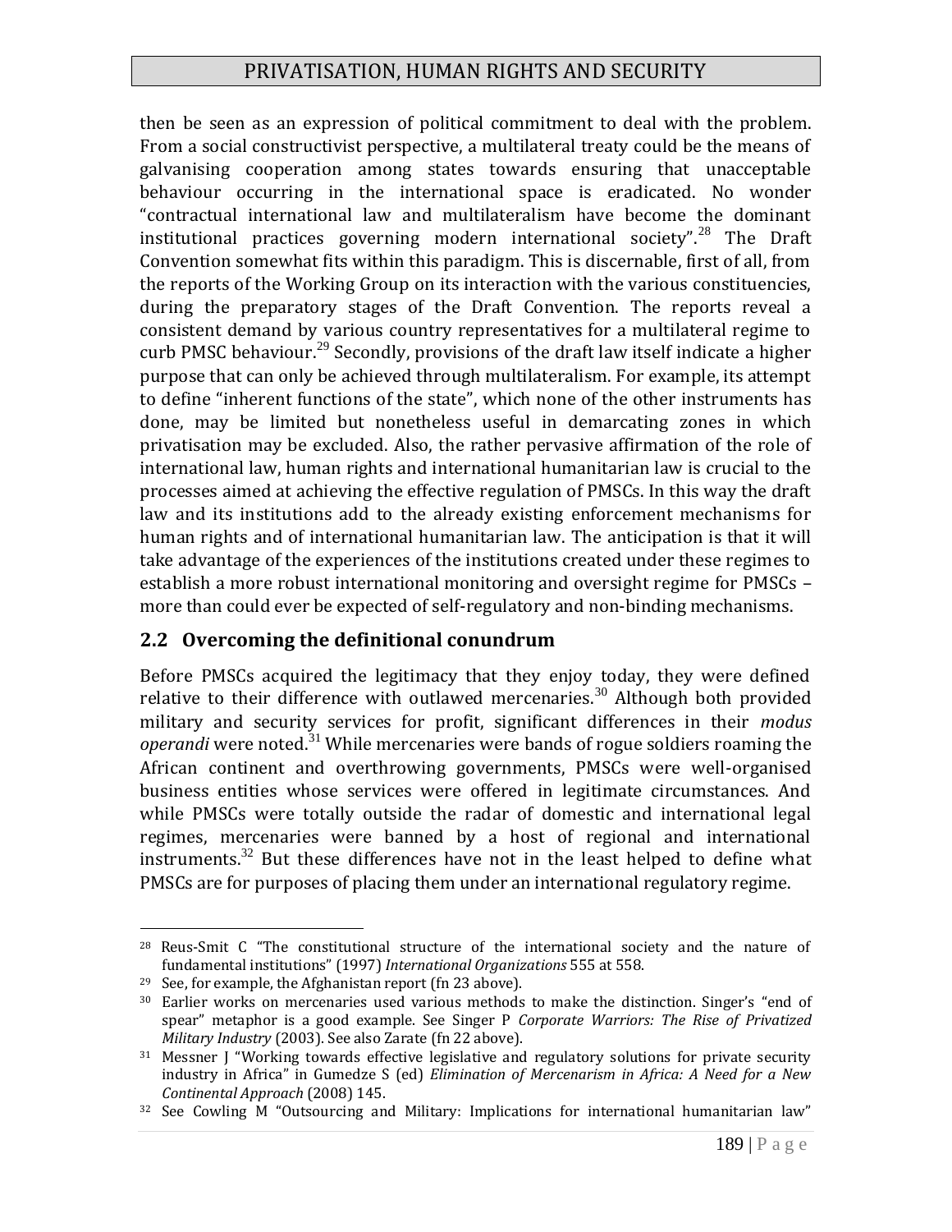then be seen as an expression of political commitment to deal with the problem. From a social constructivist perspective, a multilateral treaty could be the means of galvanising cooperation among states towards ensuring that unacceptable behaviour occurring in the international space is eradicated. No wonder "contractual international law and multilateralism have become the dominant institutional practices governing modern international society".[28] The Draft Convention somewhat fits within this paradigm. This is discernable, first of all, from the reports of the Working Group on its interaction with the various constituencies, during the preparatory stages of the Draft Convention. The reports reveal a consistent demand by various country representatives for a multilateral regime to curb PMSC behaviour.[29] Secondly, provisions of the draft law itself indicate a higher purpose that can only be achieved through multilateralism. For example, its attempt to define "inherent functions of the state", which none of the other instruments has done, may be limited but nonetheless useful in demarcating zones in which privatisation may be excluded. Also, the rather pervasive affirmation of the role of international law, human rights and international humanitarian law is crucial to the processes aimed at achieving the effective regulation of PMSCs. In this way the draft law and its institutions add to the already existing enforcement mechanisms for human rights and of international humanitarian law. The anticipation is that it will take advantage of the experiences of the institutions created under these regimes to establish a more robust international monitoring and oversight regime for PMSCs – more than could ever be expected of self-regulatory and non-binding mechanisms.

## 2.2 Overcoming the definitional conundrum

Before PMSCs acquired the legitimacy that they enjoy today, they were defined relative to their difference with outlawed mercenaries.[30] Although both provided military and security services for profit, significant differences in their *modus operandi* were noted.[31] While mercenaries were bands of rogue soldiers roaming the African continent and overthrowing governments, PMSCs were well-organised business entities whose services were offered in legitimate circumstances. And while PMSCs were totally outside the radar of domestic and international legal regimes, mercenaries were banned by a host of regional and international instruments.[32] But these differences have not in the least helped to define what PMSCs are for purposes of placing them under an international regulatory regime.

---

[28] Reus-Smit C "The constitutional structure of the international society and the nature of fundamental institutions" (1997) *International Organizations* 555 at 558.

[29] See, for example, the Afghanistan report (fn 23 above).

[30] Earlier works on mercenaries used various methods to make the distinction. Singer's "end of spear" metaphor is a good example. See Singer P *Corporate Warriors: The Rise of Privatized Military Industry* (2003). See also Zarate (fn 22 above).

[31] Messner J "Working towards effective legislative and regulatory solutions for private security industry in Africa" in Gumedze S (ed) *Elimination of Mercenarism in Africa: A Need for a New Continental Approach* (2008) 145.

[32] See Cowling M "Outsourcing and Military: Implications for international humanitarian law"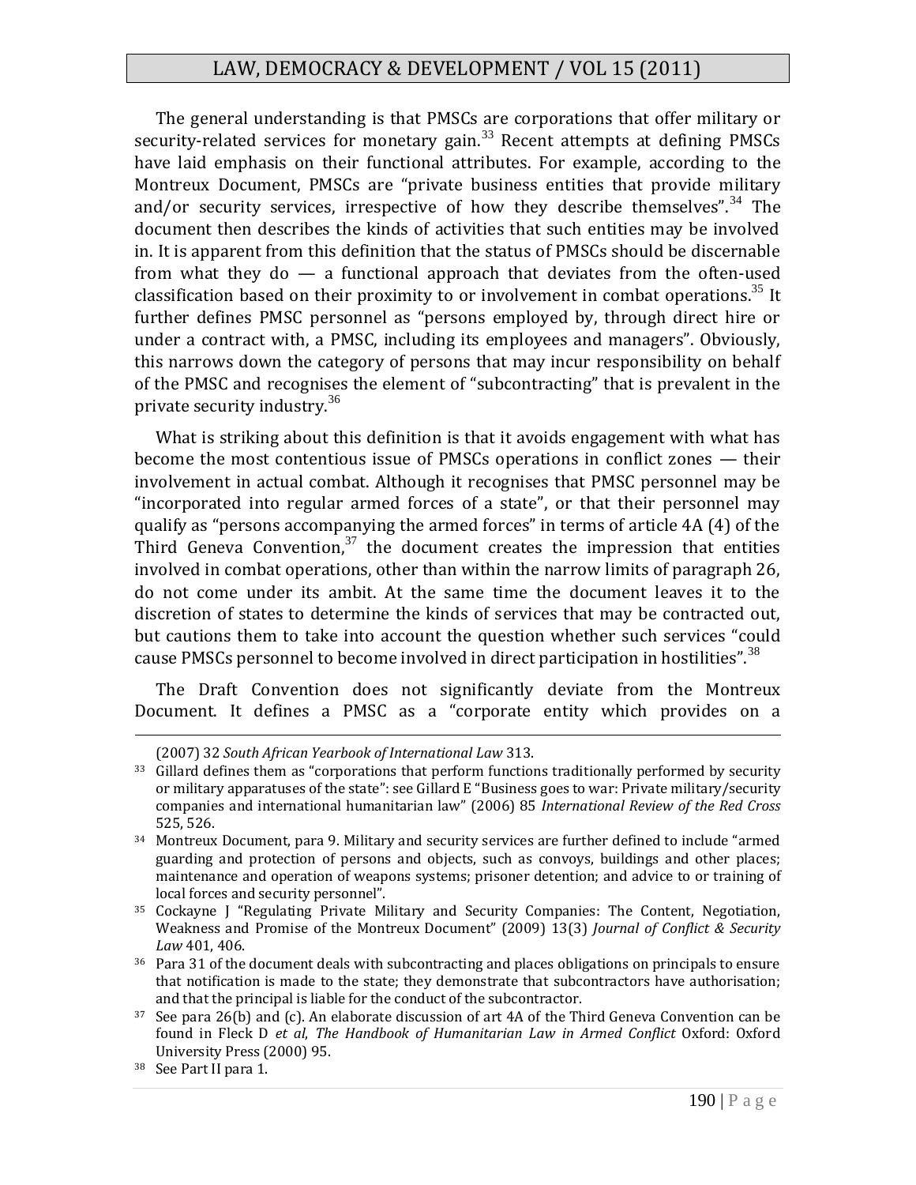The general understanding is that PMSCs are corporations that offer military or security-related services for monetary gain.[33] Recent attempts at defining PMSCs have laid emphasis on their functional attributes. For example, according to the Montreux Document, PMSCs are "private business entities that provide military and/or security services, irrespective of how they describe themselves".[34] The document then describes the kinds of activities that such entities may be involved in. It is apparent from this definition that the status of PMSCs should be discernable from what they do — a functional approach that deviates from the often-used classification based on their proximity to or involvement in combat operations.[35] It further defines PMSC personnel as "persons employed by, through direct hire or under a contract with, a PMSC, including its employees and managers". Obviously, this narrows down the category of persons that may incur responsibility on behalf of the PMSC and recognises the element of "subcontracting" that is prevalent in the private security industry.[36]

What is striking about this definition is that it avoids engagement with what has become the most contentious issue of PMSCs operations in conflict zones — their involvement in actual combat. Although it recognises that PMSC personnel may be "incorporated into regular armed forces of a state", or that their personnel may qualify as "persons accompanying the armed forces" in terms of article 4A (4) of the Third Geneva Convention,[37] the document creates the impression that entities involved in combat operations, other than within the narrow limits of paragraph 26, do not come under its ambit. At the same time the document leaves it to the discretion of states to determine the kinds of services that may be contracted out, but cautions them to take into account the question whether such services "could cause PMSCs personnel to become involved in direct participation in hostilities".[38]

The Draft Convention does not significantly deviate from the Montreux Document. It defines a PMSC as a "corporate entity which provides on a

---

(2007) 32 *South African Yearbook of International Law* 313.

[33] Gillard defines them as "corporations that perform functions traditionally performed by security or military apparatuses of the state": see Gillard E "Business goes to war: Private military/security companies and international humanitarian law" (2006) 85 *International Review of the Red Cross* 525, 526.

[34] Montreux Document, para 9. Military and security services are further defined to include "armed guarding and protection of persons and objects, such as convoys, buildings and other places; maintenance and operation of weapons systems; prisoner detention; and advice to or training of local forces and security personnel".

[35] Cockayne J "Regulating Private Military and Security Companies: The Content, Negotiation, Weakness and Promise of the Montreux Document" (2009) 13(3) *Journal of Conflict & Security Law* 401, 406.

[36] Para 31 of the document deals with subcontracting and places obligations on principals to ensure that notification is made to the state; they demonstrate that subcontractors have authorisation; and that the principal is liable for the conduct of the subcontractor.

[37] See para 26(b) and (c). An elaborate discussion of art 4A of the Third Geneva Convention can be found in Fleck D *et al*, *The Handbook of Humanitarian Law in Armed Conflict* Oxford: Oxford University Press (2000) 95.

[38] See Part II para 1.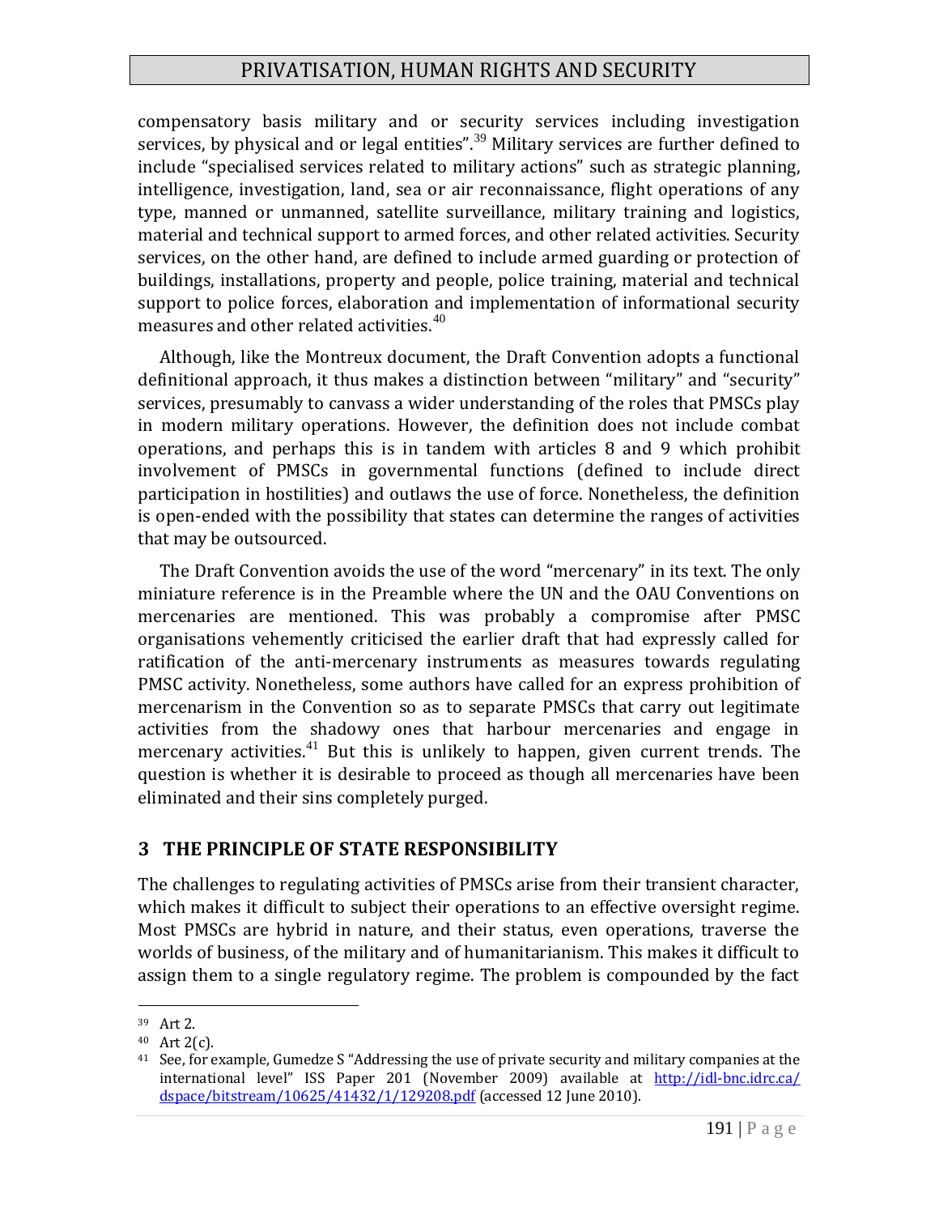compensatory basis military and or security services including investigation services, by physical and or legal entities".[39] Military services are further defined to include "specialised services related to military actions" such as strategic planning, intelligence, investigation, land, sea or air reconnaissance, flight operations of any type, manned or unmanned, satellite surveillance, military training and logistics, material and technical support to armed forces, and other related activities. Security services, on the other hand, are defined to include armed guarding or protection of buildings, installations, property and people, police training, material and technical support to police forces, elaboration and implementation of informational security measures and other related activities.[40]

Although, like the Montreux document, the Draft Convention adopts a functional definitional approach, it thus makes a distinction between "military" and "security" services, presumably to canvass a wider understanding of the roles that PMSCs play in modern military operations. However, the definition does not include combat operations, and perhaps this is in tandem with articles 8 and 9 which prohibit involvement of PMSCs in governmental functions (defined to include direct participation in hostilities) and outlaws the use of force. Nonetheless, the definition is open-ended with the possibility that states can determine the ranges of activities that may be outsourced.

The Draft Convention avoids the use of the word "mercenary" in its text. The only miniature reference is in the Preamble where the UN and the OAU Conventions on mercenaries are mentioned. This was probably a compromise after PMSC organisations vehemently criticised the earlier draft that had expressly called for ratification of the anti-mercenary instruments as measures towards regulating PMSC activity. Nonetheless, some authors have called for an express prohibition of mercenarism in the Convention so as to separate PMSCs that carry out legitimate activities from the shadowy ones that harbour mercenaries and engage in mercenary activities.[41] But this is unlikely to happen, given current trends. The question is whether it is desirable to proceed as though all mercenaries have been eliminated and their sins completely purged.

## 3 THE PRINCIPLE OF STATE RESPONSIBILITY

The challenges to regulating activities of PMSCs arise from their transient character, which makes it difficult to subject their operations to an effective oversight regime. Most PMSCs are hybrid in nature, and their status, even operations, traverse the worlds of business, of the military and of humanitarianism. This makes it difficult to assign them to a single regulatory regime. The problem is compounded by the fact

---

[39] Art 2.

[40] Art 2(c).

[41] See, for example, Gumedze S "Addressing the use of private security and military companies at the international level" ISS Paper 201 (November 2009) available at http://idl-bnc.idrc.ca/dspace/bitstream/10625/41432/1/129208.pdf (accessed 12 June 2010).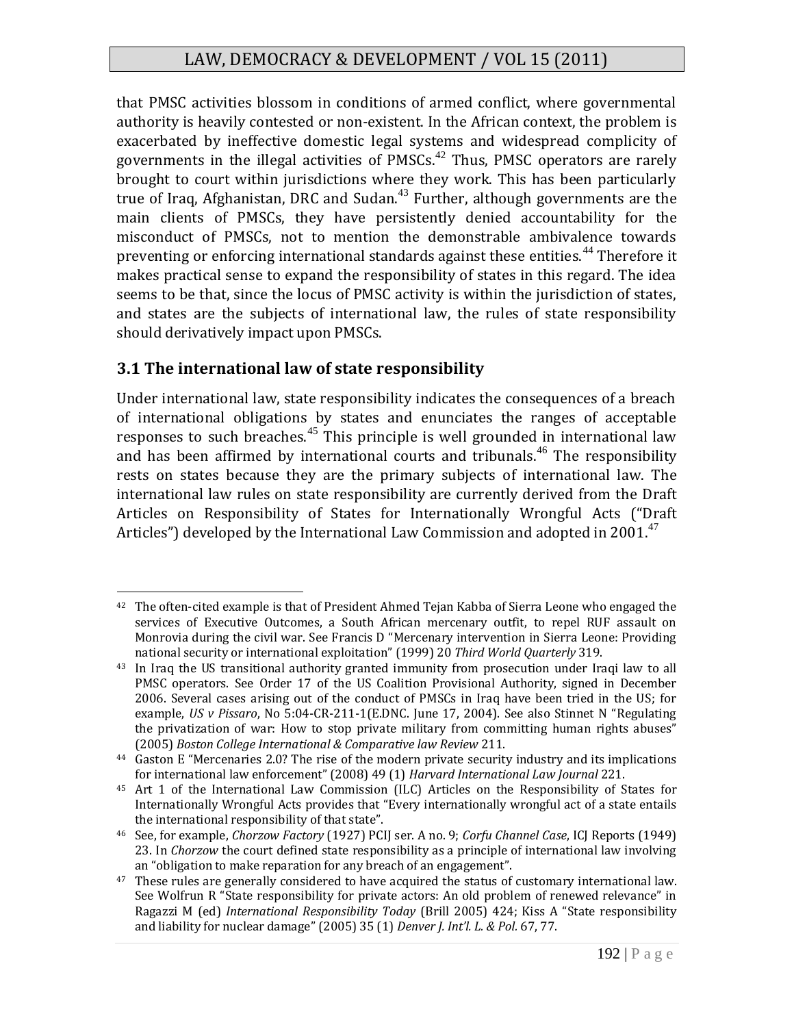that PMSC activities blossom in conditions of armed conflict, where governmental authority is heavily contested or non-existent. In the African context, the problem is exacerbated by ineffective domestic legal systems and widespread complicity of governments in the illegal activities of PMSCs.[42] Thus, PMSC operators are rarely brought to court within jurisdictions where they work. This has been particularly true of Iraq, Afghanistan, DRC and Sudan.[43] Further, although governments are the main clients of PMSCs, they have persistently denied accountability for the misconduct of PMSCs, not to mention the demonstrable ambivalence towards preventing or enforcing international standards against these entities.[44] Therefore it makes practical sense to expand the responsibility of states in this regard. The idea seems to be that, since the locus of PMSC activity is within the jurisdiction of states, and states are the subjects of international law, the rules of state responsibility should derivatively impact upon PMSCs.

## 3.1 The international law of state responsibility

Under international law, state responsibility indicates the consequences of a breach of international obligations by states and enunciates the ranges of acceptable responses to such breaches.[45] This principle is well grounded in international law and has been affirmed by international courts and tribunals.[46] The responsibility rests on states because they are the primary subjects of international law. The international law rules on state responsibility are currently derived from the Draft Articles on Responsibility of States for Internationally Wrongful Acts ("Draft Articles") developed by the International Law Commission and adopted in 2001.[47]

---

[42] The often-cited example is that of President Ahmed Tejan Kabba of Sierra Leone who engaged the services of Executive Outcomes, a South African mercenary outfit, to repel RUF assault on Monrovia during the civil war. See Francis D "Mercenary intervention in Sierra Leone: Providing national security or international exploitation" (1999) 20 *Third World Quarterly* 319.

[43] In Iraq the US transitional authority granted immunity from prosecution under Iraqi law to all PMSC operators. See Order 17 of the US Coalition Provisional Authority, signed in December 2006. Several cases arising out of the conduct of PMSCs in Iraq have been tried in the US; for example, *US v Pissaro*, No 5:04-CR-211-1(E.DNC. June 17, 2004). See also Stinnet N "Regulating the privatization of war: How to stop private military from committing human rights abuses" (2005) *Boston College International & Comparative law Review* 211.

[44] Gaston E "Mercenaries 2.0? The rise of the modern private security industry and its implications for international law enforcement" (2008) 49 (1) *Harvard International Law Journal* 221.

[45] Art 1 of the International Law Commission (ILC) Articles on the Responsibility of States for Internationally Wrongful Acts provides that "Every internationally wrongful act of a state entails the international responsibility of that state".

[46] See, for example, *Chorzow Factory* (1927) PCIJ ser. A no. 9; *Corfu Channel Case*, ICJ Reports (1949) 23. In *Chorzow* the court defined state responsibility as a principle of international law involving an "obligation to make reparation for any breach of an engagement".

[47] These rules are generally considered to have acquired the status of customary international law. See Wolfrun R "State responsibility for private actors: An old problem of renewed relevance" in Ragazzi M (ed) *International Responsibility Today* (Brill 2005) 424; Kiss A "State responsibility and liability for nuclear damage" (2005) 35 (1) *Denver J. Int'l. L. & Pol.* 67, 77.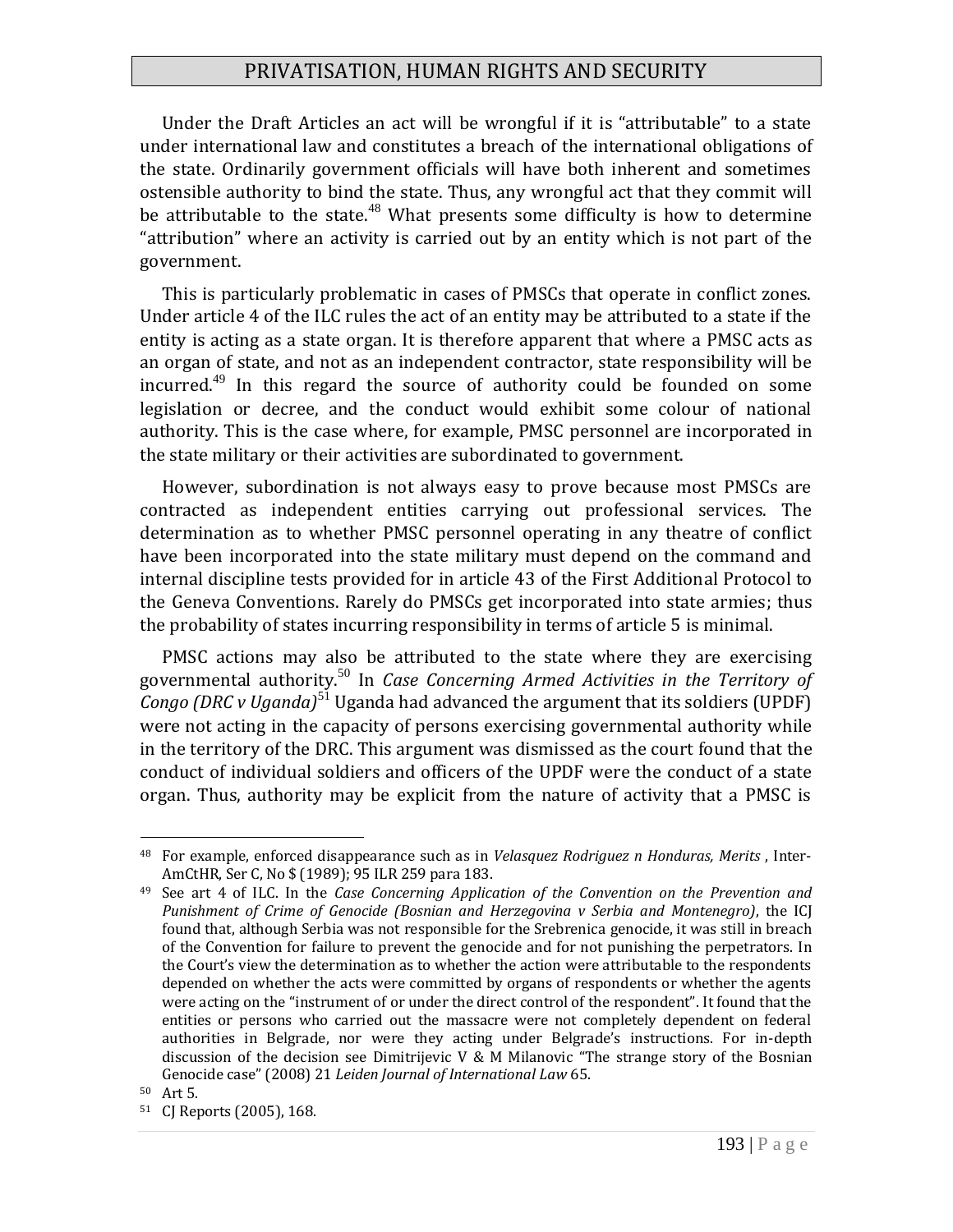Under the Draft Articles an act will be wrongful if it is "attributable" to a state under international law and constitutes a breach of the international obligations of the state. Ordinarily government officials will have both inherent and sometimes ostensible authority to bind the state. Thus, any wrongful act that they commit will be attributable to the state.[48] What presents some difficulty is how to determine "attribution" where an activity is carried out by an entity which is not part of the government.

This is particularly problematic in cases of PMSCs that operate in conflict zones. Under article 4 of the ILC rules the act of an entity may be attributed to a state if the entity is acting as a state organ. It is therefore apparent that where a PMSC acts as an organ of state, and not as an independent contractor, state responsibility will be incurred.[49] In this regard the source of authority could be founded on some legislation or decree, and the conduct would exhibit some colour of national authority. This is the case where, for example, PMSC personnel are incorporated in the state military or their activities are subordinated to government.

However, subordination is not always easy to prove because most PMSCs are contracted as independent entities carrying out professional services. The determination as to whether PMSC personnel operating in any theatre of conflict have been incorporated into the state military must depend on the command and internal discipline tests provided for in article 43 of the First Additional Protocol to the Geneva Conventions. Rarely do PMSCs get incorporated into state armies; thus the probability of states incurring responsibility in terms of article 5 is minimal.

PMSC actions may also be attributed to the state where they are exercising governmental authority.[50] In *Case Concerning Armed Activities in the Territory of Congo (DRC v Uganda)*[51] Uganda had advanced the argument that its soldiers (UPDF) were not acting in the capacity of persons exercising governmental authority while in the territory of the DRC. This argument was dismissed as the court found that the conduct of individual soldiers and officers of the UPDF were the conduct of a state organ. Thus, authority may be explicit from the nature of activity that a PMSC is

---

[48] For example, enforced disappearance such as in *Velasquez Rodriguez n Honduras, Merits* , Inter-AmCtHR, Ser C, No $ (1989); 95 ILR 259 para 183.

[49] See art 4 of ILC. In the *Case Concerning Application of the Convention on the Prevention and Punishment of Crime of Genocide (Bosnian and Herzegovina v Serbia and Montenegro)*, the ICJ found that, although Serbia was not responsible for the Srebrenica genocide, it was still in breach of the Convention for failure to prevent the genocide and for not punishing the perpetrators. In the Court's view the determination as to whether the action were attributable to the respondents depended on whether the acts were committed by organs of respondents or whether the agents were acting on the "instrument of or under the direct control of the respondent". It found that the entities or persons who carried out the massacre were not completely dependent on federal authorities in Belgrade, nor were they acting under Belgrade's instructions. For in-depth discussion of the decision see Dimitrijevic V & M Milanovic "The strange story of the Bosnian Genocide case" (2008) 21 *Leiden Journal of International Law* 65.

[50] Art 5.

[51] CJ Reports (2005), 168.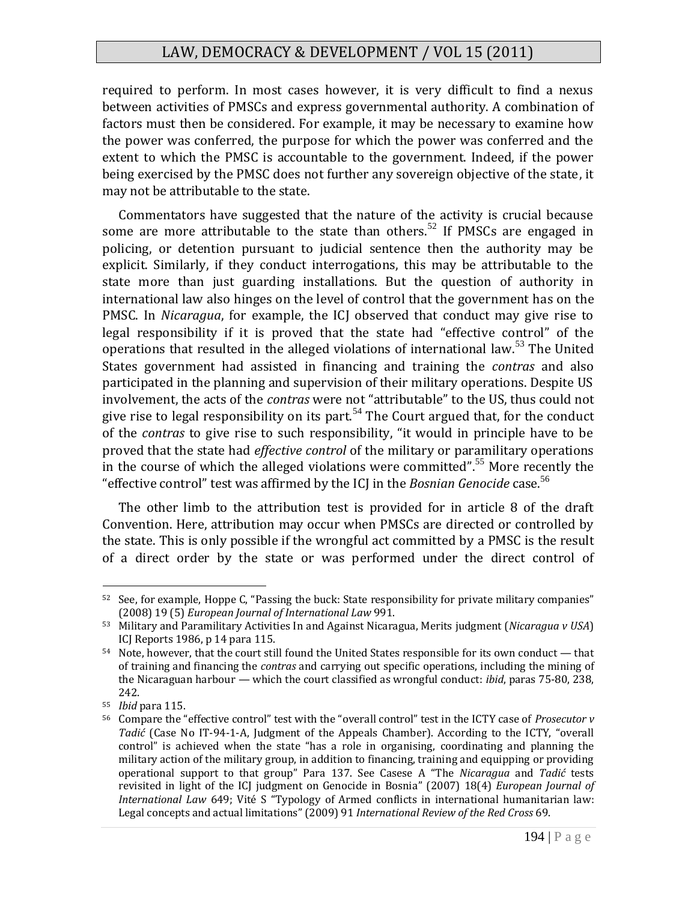required to perform. In most cases however, it is very difficult to find a nexus between activities of PMSCs and express governmental authority. A combination of factors must then be considered. For example, it may be necessary to examine how the power was conferred, the purpose for which the power was conferred and the extent to which the PMSC is accountable to the government. Indeed, if the power being exercised by the PMSC does not further any sovereign objective of the state, it may not be attributable to the state.

Commentators have suggested that the nature of the activity is crucial because some are more attributable to the state than others.[52] If PMSCs are engaged in policing, or detention pursuant to judicial sentence then the authority may be explicit. Similarly, if they conduct interrogations, this may be attributable to the state more than just guarding installations. But the question of authority in international law also hinges on the level of control that the government has on the PMSC. In *Nicaragua*, for example, the ICJ observed that conduct may give rise to legal responsibility if it is proved that the state had "effective control" of the operations that resulted in the alleged violations of international law.[53] The United States government had assisted in financing and training the *contras* and also participated in the planning and supervision of their military operations. Despite US involvement, the acts of the *contras* were not "attributable" to the US, thus could not give rise to legal responsibility on its part.[54] The Court argued that, for the conduct of the *contras* to give rise to such responsibility, "it would in principle have to be proved that the state had *effective control* of the military or paramilitary operations in the course of which the alleged violations were committed".[55] More recently the "effective control" test was affirmed by the ICJ in the *Bosnian Genocide* case.[56]

The other limb to the attribution test is provided for in article 8 of the draft Convention. Here, attribution may occur when PMSCs are directed or controlled by the state. This is only possible if the wrongful act committed by a PMSC is the result of a direct order by the state or was performed under the direct control of

---

[52] See, for example, Hoppe C, "Passing the buck: State responsibility for private military companies" (2008) 19 (5) *European Journal of International Law* 991.

[53] Military and Paramilitary Activities In and Against Nicaragua, Merits judgment (*Nicaragua v USA*) ICJ Reports 1986, p 14 para 115.

[54] Note, however, that the court still found the United States responsible for its own conduct — that of training and financing the *contras* and carrying out specific operations, including the mining of the Nicaraguan harbour — which the court classified as wrongful conduct: *ibid*, paras 75-80, 238, 242.

[55] *Ibid* para 115.

[56] Compare the "effective control" test with the "overall control" test in the ICTY case of *Prosecutor v Tadić* (Case No IT-94-1-A, Judgment of the Appeals Chamber). According to the ICTY, "overall control" is achieved when the state "has a role in organising, coordinating and planning the military action of the military group, in addition to financing, training and equipping or providing operational support to that group" Para 137. See Casese A "The *Nicaragua* and *Tadić* tests revisited in light of the ICJ judgment on Genocide in Bosnia" (2007) 18(4) *European Journal of International Law* 649; Vité S "Typology of Armed conflicts in international humanitarian law: Legal concepts and actual limitations" (2009) 91 *International Review of the Red Cross* 69.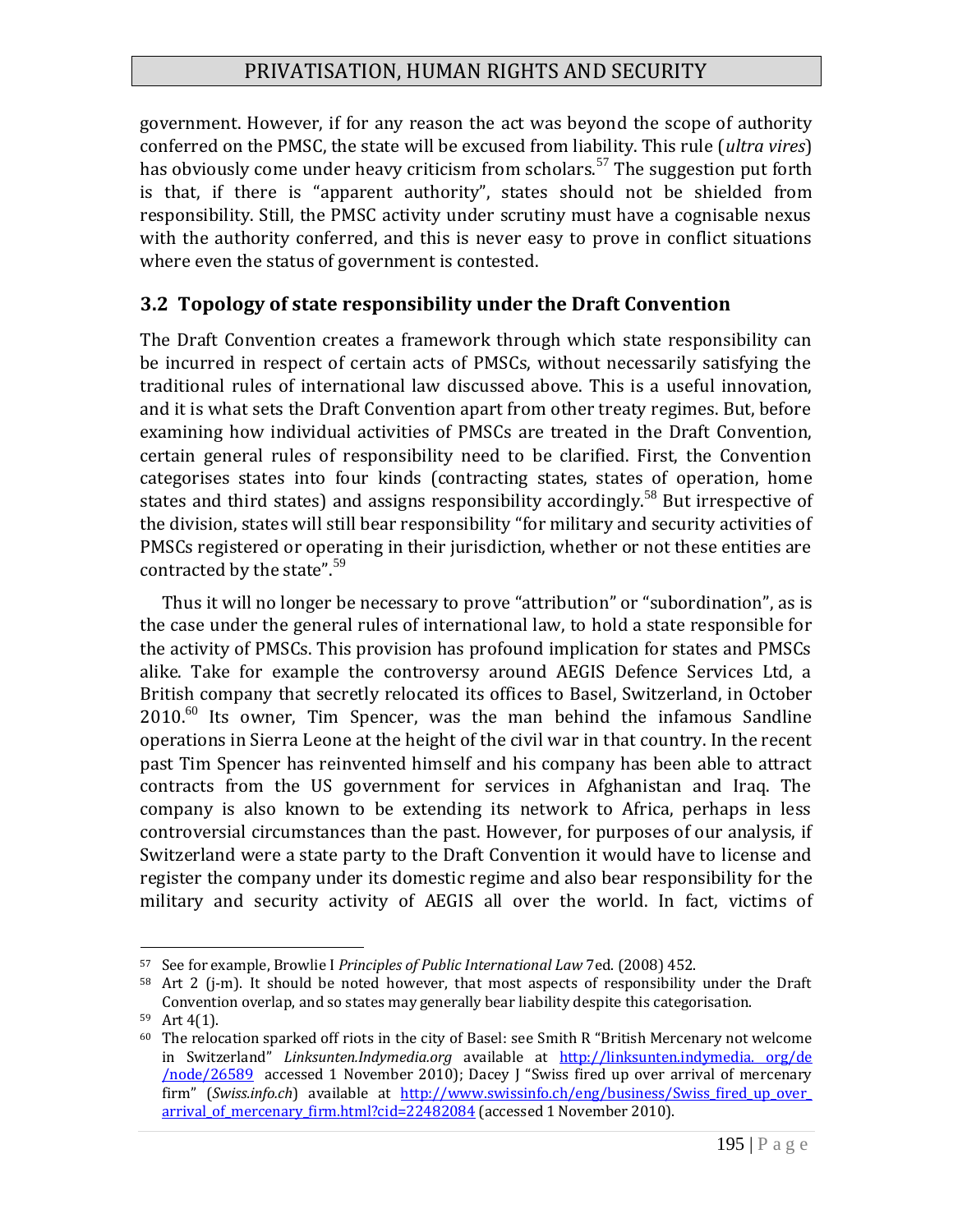government. However, if for any reason the act was beyond the scope of authority conferred on the PMSC, the state will be excused from liability. This rule (*ultra vires*) has obviously come under heavy criticism from scholars.[57] The suggestion put forth is that, if there is "apparent authority", states should not be shielded from responsibility. Still, the PMSC activity under scrutiny must have a cognisable nexus with the authority conferred, and this is never easy to prove in conflict situations where even the status of government is contested.

## 3.2 Topology of state responsibility under the Draft Convention

The Draft Convention creates a framework through which state responsibility can be incurred in respect of certain acts of PMSCs, without necessarily satisfying the traditional rules of international law discussed above. This is a useful innovation, and it is what sets the Draft Convention apart from other treaty regimes. But, before examining how individual activities of PMSCs are treated in the Draft Convention, certain general rules of responsibility need to be clarified. First, the Convention categorises states into four kinds (contracting states, states of operation, home states and third states) and assigns responsibility accordingly.[58] But irrespective of the division, states will still bear responsibility "for military and security activities of PMSCs registered or operating in their jurisdiction, whether or not these entities are contracted by the state".[59]

Thus it will no longer be necessary to prove "attribution" or "subordination", as is the case under the general rules of international law, to hold a state responsible for the activity of PMSCs. This provision has profound implication for states and PMSCs alike. Take for example the controversy around AEGIS Defence Services Ltd, a British company that secretly relocated its offices to Basel, Switzerland, in October 2010.[60] Its owner, Tim Spencer, was the man behind the infamous Sandline operations in Sierra Leone at the height of the civil war in that country. In the recent past Tim Spencer has reinvented himself and his company has been able to attract contracts from the US government for services in Afghanistan and Iraq. The company is also known to be extending its network to Africa, perhaps in less controversial circumstances than the past. However, for purposes of our analysis, if Switzerland were a state party to the Draft Convention it would have to license and register the company under its domestic regime and also bear responsibility for the military and security activity of AEGIS all over the world. In fact, victims of

---

[57] See for example, Browlie I *Principles of Public International Law* 7ed. (2008) 452.

[58] Art 2 (j-m). It should be noted however, that most aspects of responsibility under the Draft Convention overlap, and so states may generally bear liability despite this categorisation.

[59] Art 4(1).

[60] The relocation sparked off riots in the city of Basel: see Smith R "British Mercenary not welcome in Switzerland" *Linksunten.Indymedia.org* available at http://linksunten.indymedia. org/de /node/26589 accessed 1 November 2010); Dacey J "Swiss fired up over arrival of mercenary firm" (*Swiss.info.ch*) available at http://www.swissinfo.ch/eng/business/Swiss_fired_up_over_ arrival_of_mercenary_firm.html?cid=22482084 (accessed 1 November 2010).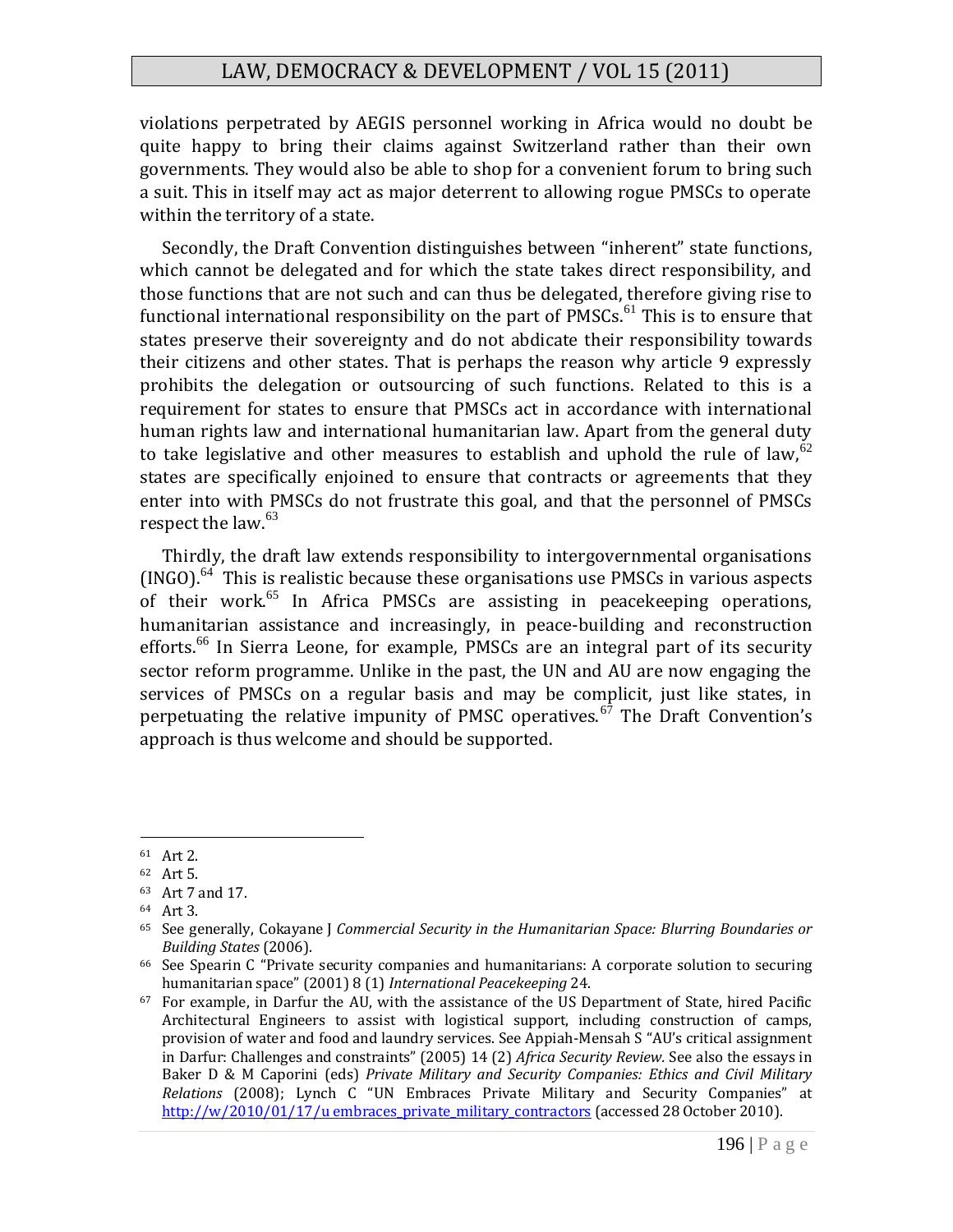violations perpetrated by AEGIS personnel working in Africa would no doubt be quite happy to bring their claims against Switzerland rather than their own governments. They would also be able to shop for a convenient forum to bring such a suit. This in itself may act as major deterrent to allowing rogue PMSCs to operate within the territory of a state.

Secondly, the Draft Convention distinguishes between "inherent" state functions, which cannot be delegated and for which the state takes direct responsibility, and those functions that are not such and can thus be delegated, therefore giving rise to functional international responsibility on the part of PMSCs.[61] This is to ensure that states preserve their sovereignty and do not abdicate their responsibility towards their citizens and other states. That is perhaps the reason why article 9 expressly prohibits the delegation or outsourcing of such functions. Related to this is a requirement for states to ensure that PMSCs act in accordance with international human rights law and international humanitarian law. Apart from the general duty to take legislative and other measures to establish and uphold the rule of law,[62] states are specifically enjoined to ensure that contracts or agreements that they enter into with PMSCs do not frustrate this goal, and that the personnel of PMSCs respect the law.[63]

Thirdly, the draft law extends responsibility to intergovernmental organisations (INGO).[64] This is realistic because these organisations use PMSCs in various aspects of their work.[65] In Africa PMSCs are assisting in peacekeeping operations, humanitarian assistance and increasingly, in peace-building and reconstruction efforts.[66] In Sierra Leone, for example, PMSCs are an integral part of its security sector reform programme. Unlike in the past, the UN and AU are now engaging the services of PMSCs on a regular basis and may be complicit, just like states, in perpetuating the relative impunity of PMSC operatives.[67] The Draft Convention's approach is thus welcome and should be supported.

---

[61] Art 2.

[62] Art 5.

[63] Art 7 and 17.

[64] Art 3.

[65] See generally, Cokayane J *Commercial Security in the Humanitarian Space: Blurring Boundaries or Building States* (2006).

[66] See Spearin C "Private security companies and humanitarians: A corporate solution to securing humanitarian space" (2001) 8 (1) *International Peacekeeping* 24.

[67] For example, in Darfur the AU, with the assistance of the US Department of State, hired Pacific Architectural Engineers to assist with logistical support, including construction of camps, provision of water and food and laundry services. See Appiah-Mensah S "AU's critical assignment in Darfur: Challenges and constraints" (2005) 14 (2) *Africa Security Review*. See also the essays in Baker D & M Caporini (eds) *Private Military and Security Companies: Ethics and Civil Military Relations* (2008); Lynch C "UN Embraces Private Military and Security Companies" at http://w/2010/01/17/u embraces_private_military_contractors (accessed 28 October 2010).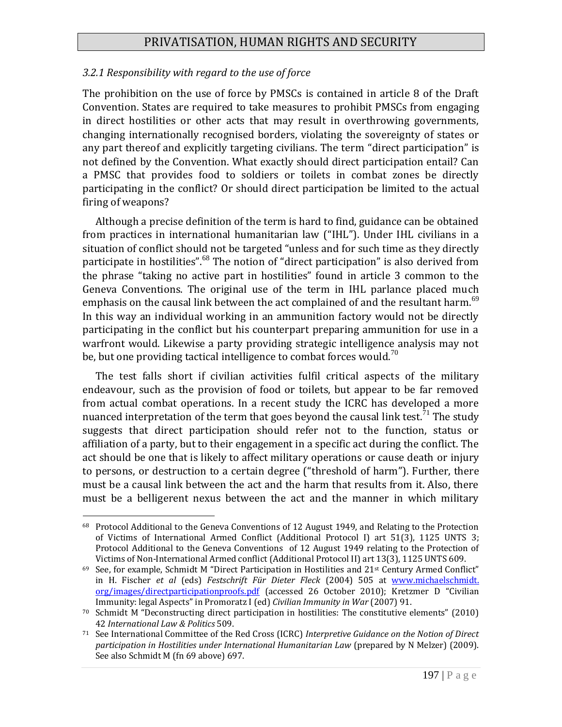### *3.2.1 Responsibility with regard to the use of force*

The prohibition on the use of force by PMSCs is contained in article 8 of the Draft Convention. States are required to take measures to prohibit PMSCs from engaging in direct hostilities or other acts that may result in overthrowing governments, changing internationally recognised borders, violating the sovereignty of states or any part thereof and explicitly targeting civilians. The term "direct participation" is not defined by the Convention. What exactly should direct participation entail? Can a PMSC that provides food to soldiers or toilets in combat zones be directly participating in the conflict? Or should direct participation be limited to the actual firing of weapons?

Although a precise definition of the term is hard to find, guidance can be obtained from practices in international humanitarian law ("IHL"). Under IHL civilians in a situation of conflict should not be targeted "unless and for such time as they directly participate in hostilities".[68] The notion of "direct participation" is also derived from the phrase "taking no active part in hostilities" found in article 3 common to the Geneva Conventions. The original use of the term in IHL parlance placed much emphasis on the causal link between the act complained of and the resultant harm.[69] In this way an individual working in an ammunition factory would not be directly participating in the conflict but his counterpart preparing ammunition for use in a warfront would. Likewise a party providing strategic intelligence analysis may not be, but one providing tactical intelligence to combat forces would.[70]

The test falls short if civilian activities fulfil critical aspects of the military endeavour, such as the provision of food or toilets, but appear to be far removed from actual combat operations. In a recent study the ICRC has developed a more nuanced interpretation of the term that goes beyond the causal link test.[71] The study suggests that direct participation should refer not to the function, status or affiliation of a party, but to their engagement in a specific act during the conflict. The act should be one that is likely to affect military operations or cause death or injury to persons, or destruction to a certain degree ("threshold of harm"). Further, there must be a causal link between the act and the harm that results from it. Also, there must be a belligerent nexus between the act and the manner in which military

---

68 Protocol Additional to the Geneva Conventions of 12 August 1949, and Relating to the Protection of Victims of International Armed Conflict (Additional Protocol I) art 51(3), 1125 UNTS 3; Protocol Additional to the Geneva Conventions of 12 August 1949 relating to the Protection of Victims of Non-International Armed conflict (Additional Protocol II) art 13(3), 1125 UNTS 609.

69 See, for example, Schmidt M "Direct Participation in Hostilities and 21st Century Armed Conflict" in H. Fischer *et al* (eds) *Festschrift Für Dieter Fleck* (2004) 505 at www.michaelschmidt.org/images/directparticipationproofs.pdf (accessed 26 October 2010); Kretzmer D "Civilian Immunity: legal Aspects" in Promoratz I (ed) *Civilian Immunity in War* (2007) 91.

70 Schmidt M "Deconstructing direct participation in hostilities: The constitutive elements" (2010) 42 *International Law & Politics* 509.

71 See International Committee of the Red Cross (ICRC) *Interpretive Guidance on the Notion of Direct participation in Hostilities under International Humanitarian Law* (prepared by N Melzer) (2009). See also Schmidt M (fn 69 above) 697.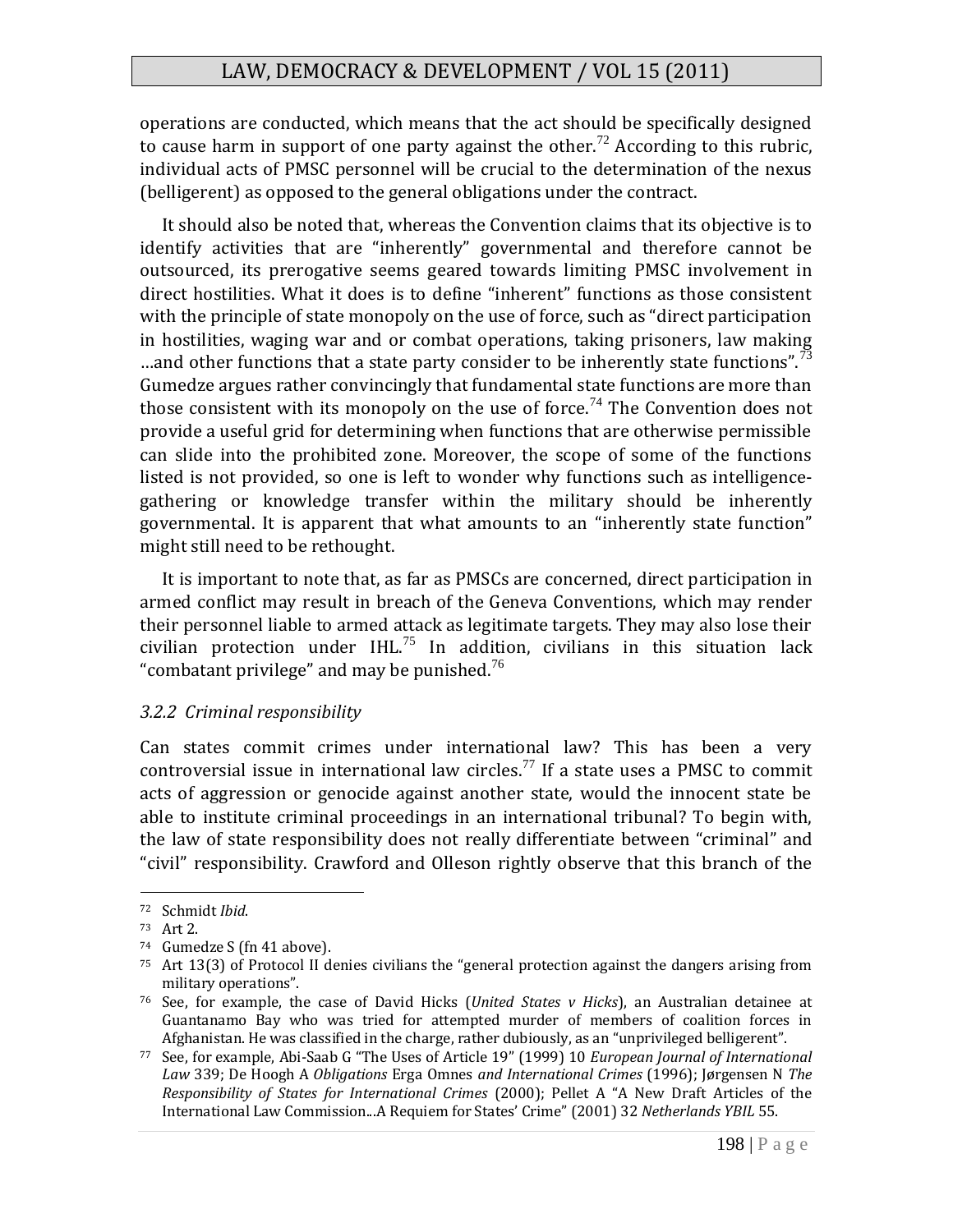operations are conducted, which means that the act should be specifically designed to cause harm in support of one party against the other.[72] According to this rubric, individual acts of PMSC personnel will be crucial to the determination of the nexus (belligerent) as opposed to the general obligations under the contract.

It should also be noted that, whereas the Convention claims that its objective is to identify activities that are "inherently" governmental and therefore cannot be outsourced, its prerogative seems geared towards limiting PMSC involvement in direct hostilities. What it does is to define "inherent" functions as those consistent with the principle of state monopoly on the use of force, such as "direct participation in hostilities, waging war and or combat operations, taking prisoners, law making …and other functions that a state party consider to be inherently state functions".[73] Gumedze argues rather convincingly that fundamental state functions are more than those consistent with its monopoly on the use of force.[74] The Convention does not provide a useful grid for determining when functions that are otherwise permissible can slide into the prohibited zone. Moreover, the scope of some of the functions listed is not provided, so one is left to wonder why functions such as intelligence-gathering or knowledge transfer within the military should be inherently governmental. It is apparent that what amounts to an "inherently state function" might still need to be rethought.

It is important to note that, as far as PMSCs are concerned, direct participation in armed conflict may result in breach of the Geneva Conventions, which may render their personnel liable to armed attack as legitimate targets. They may also lose their civilian protection under IHL.[75] In addition, civilians in this situation lack "combatant privilege" and may be punished.[76]

### *3.2.2 Criminal responsibility*

Can states commit crimes under international law? This has been a very controversial issue in international law circles.[77] If a state uses a PMSC to commit acts of aggression or genocide against another state, would the innocent state be able to institute criminal proceedings in an international tribunal? To begin with, the law of state responsibility does not really differentiate between "criminal" and "civil" responsibility. Crawford and Olleson rightly observe that this branch of the

---

[72] Schmidt *Ibid*.

[73] Art 2.

[74] Gumedze S (fn 41 above).

[75] Art 13(3) of Protocol II denies civilians the "general protection against the dangers arising from military operations".

[76] See, for example, the case of David Hicks (*United States v Hicks*), an Australian detainee at Guantanamo Bay who was tried for attempted murder of members of coalition forces in Afghanistan. He was classified in the charge, rather dubiously, as an "unprivileged belligerent".

[77] See, for example, Abi-Saab G "The Uses of Article 19" (1999) 10 *European Journal of International Law* 339; De Hoogh A *Obligations* Erga Omnes *and International Crimes* (1996); Jørgensen N *The Responsibility of States for International Crimes* (2000); Pellet A "A New Draft Articles of the International Law Commission...A Requiem for States' Crime" (2001) 32 *Netherlands YBIL* 55.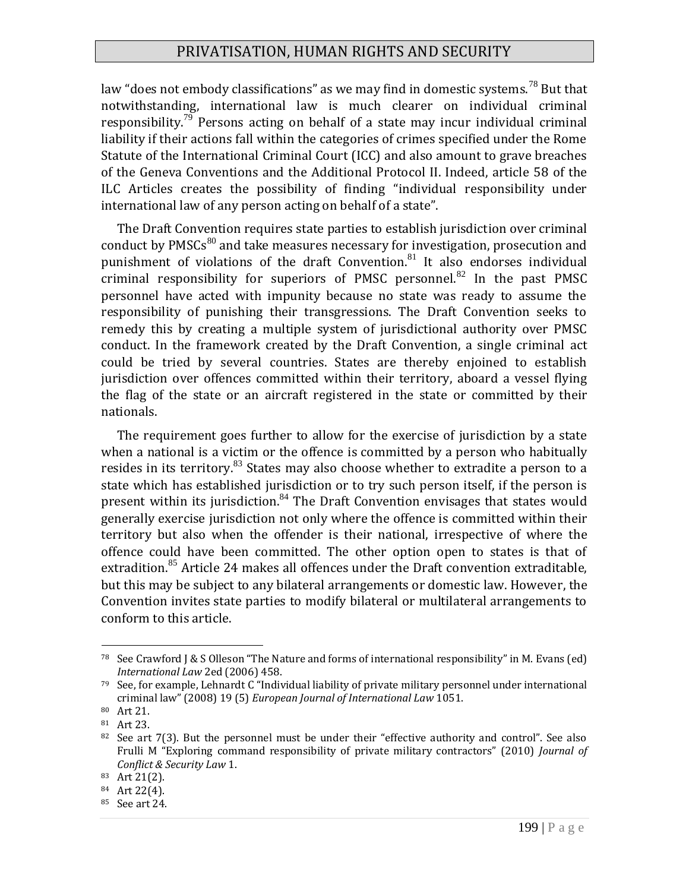law "does not embody classifications" as we may find in domestic systems.[78] But that notwithstanding, international law is much clearer on individual criminal responsibility.[79] Persons acting on behalf of a state may incur individual criminal liability if their actions fall within the categories of crimes specified under the Rome Statute of the International Criminal Court (ICC) and also amount to grave breaches of the Geneva Conventions and the Additional Protocol II. Indeed, article 58 of the ILC Articles creates the possibility of finding "individual responsibility under international law of any person acting on behalf of a state".

The Draft Convention requires state parties to establish jurisdiction over criminal conduct by PMSCs[80] and take measures necessary for investigation, prosecution and punishment of violations of the draft Convention.[81] It also endorses individual criminal responsibility for superiors of PMSC personnel.[82] In the past PMSC personnel have acted with impunity because no state was ready to assume the responsibility of punishing their transgressions. The Draft Convention seeks to remedy this by creating a multiple system of jurisdictional authority over PMSC conduct. In the framework created by the Draft Convention, a single criminal act could be tried by several countries. States are thereby enjoined to establish jurisdiction over offences committed within their territory, aboard a vessel flying the flag of the state or an aircraft registered in the state or committed by their nationals.

The requirement goes further to allow for the exercise of jurisdiction by a state when a national is a victim or the offence is committed by a person who habitually resides in its territory.[83] States may also choose whether to extradite a person to a state which has established jurisdiction or to try such person itself, if the person is present within its jurisdiction.[84] The Draft Convention envisages that states would generally exercise jurisdiction not only where the offence is committed within their territory but also when the offender is their national, irrespective of where the offence could have been committed. The other option open to states is that of extradition.[85] Article 24 makes all offences under the Draft convention extraditable, but this may be subject to any bilateral arrangements or domestic law. However, the Convention invites state parties to modify bilateral or multilateral arrangements to conform to this article.

---

[78] See Crawford J & S Olleson "The Nature and forms of international responsibility" in M. Evans (ed) *International Law* 2ed (2006) 458.

[79] See, for example, Lehnardt C "Individual liability of private military personnel under international criminal law" (2008) 19 (5) *European Journal of International Law* 1051.

[80] Art 21.

[81] Art 23.

[82] See art 7(3). But the personnel must be under their "effective authority and control". See also Frulli M "Exploring command responsibility of private military contractors" (2010) *Journal of Conflict & Security Law* 1.

[83] Art 21(2).

[84] Art 22(4).

[85] See art 24.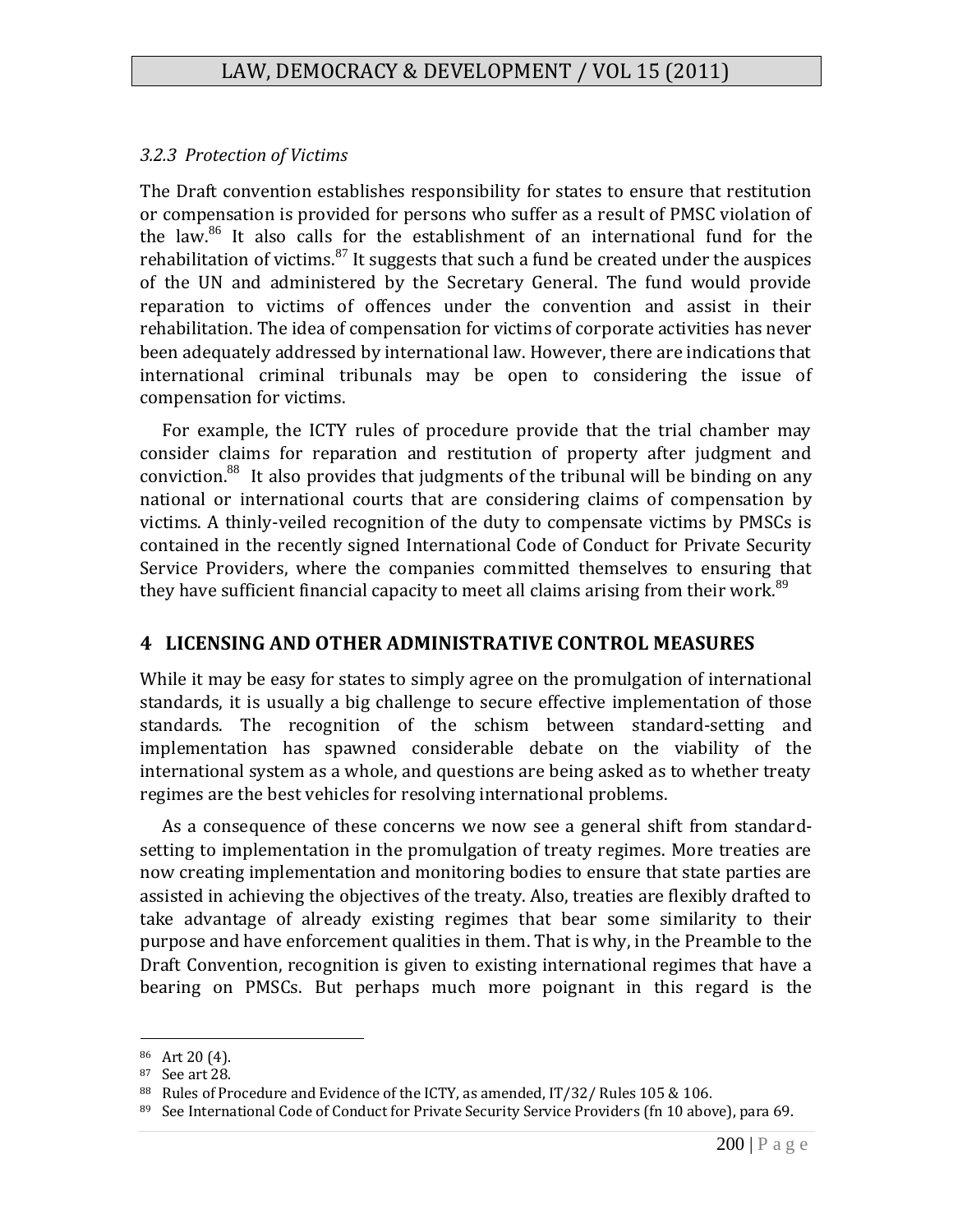### *3.2.3 Protection of Victims*

The Draft convention establishes responsibility for states to ensure that restitution or compensation is provided for persons who suffer as a result of PMSC violation of the law.[86] It also calls for the establishment of an international fund for the rehabilitation of victims.[87] It suggests that such a fund be created under the auspices of the UN and administered by the Secretary General. The fund would provide reparation to victims of offences under the convention and assist in their rehabilitation. The idea of compensation for victims of corporate activities has never been adequately addressed by international law. However, there are indications that international criminal tribunals may be open to considering the issue of compensation for victims.

For example, the ICTY rules of procedure provide that the trial chamber may consider claims for reparation and restitution of property after judgment and conviction.[88] It also provides that judgments of the tribunal will be binding on any national or international courts that are considering claims of compensation by victims. A thinly-veiled recognition of the duty to compensate victims by PMSCs is contained in the recently signed International Code of Conduct for Private Security Service Providers, where the companies committed themselves to ensuring that they have sufficient financial capacity to meet all claims arising from their work.[89]

## 4 LICENSING AND OTHER ADMINISTRATIVE CONTROL MEASURES

While it may be easy for states to simply agree on the promulgation of international standards, it is usually a big challenge to secure effective implementation of those standards. The recognition of the schism between standard-setting and implementation has spawned considerable debate on the viability of the international system as a whole, and questions are being asked as to whether treaty regimes are the best vehicles for resolving international problems.

As a consequence of these concerns we now see a general shift from standard-setting to implementation in the promulgation of treaty regimes. More treaties are now creating implementation and monitoring bodies to ensure that state parties are assisted in achieving the objectives of the treaty. Also, treaties are flexibly drafted to take advantage of already existing regimes that bear some similarity to their purpose and have enforcement qualities in them. That is why, in the Preamble to the Draft Convention, recognition is given to existing international regimes that have a bearing on PMSCs. But perhaps much more poignant in this regard is the

---

[86] Art 20 (4).

[87] See art 28.

[88] Rules of Procedure and Evidence of the ICTY, as amended, IT/32/ Rules 105 & 106.

[89] See International Code of Conduct for Private Security Service Providers (fn 10 above), para 69.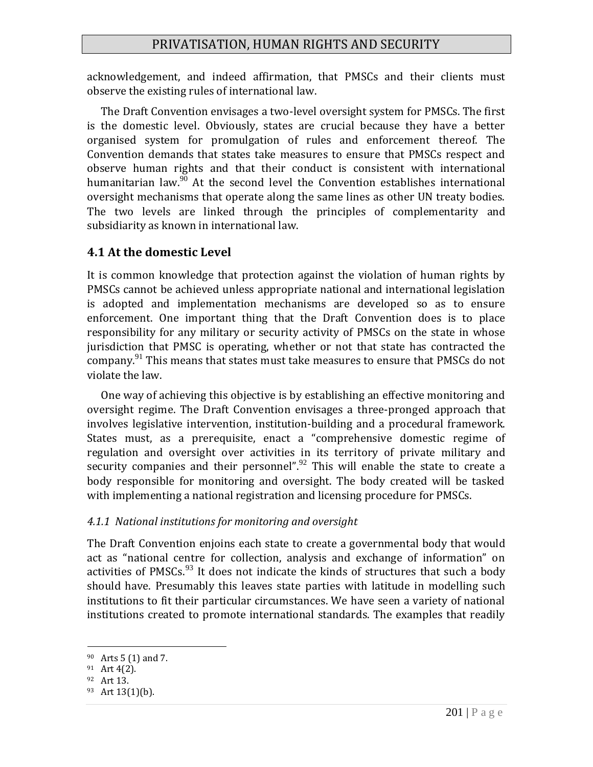acknowledgement, and indeed affirmation, that PMSCs and their clients must observe the existing rules of international law.

The Draft Convention envisages a two-level oversight system for PMSCs. The first is the domestic level. Obviously, states are crucial because they have a better organised system for promulgation of rules and enforcement thereof. The Convention demands that states take measures to ensure that PMSCs respect and observe human rights and that their conduct is consistent with international humanitarian law.[90] At the second level the Convention establishes international oversight mechanisms that operate along the same lines as other UN treaty bodies. The two levels are linked through the principles of complementarity and subsidiarity as known in international law.

## 4.1 At the domestic Level

It is common knowledge that protection against the violation of human rights by PMSCs cannot be achieved unless appropriate national and international legislation is adopted and implementation mechanisms are developed so as to ensure enforcement. One important thing that the Draft Convention does is to place responsibility for any military or security activity of PMSCs on the state in whose jurisdiction that PMSC is operating, whether or not that state has contracted the company.[91] This means that states must take measures to ensure that PMSCs do not violate the law.

One way of achieving this objective is by establishing an effective monitoring and oversight regime. The Draft Convention envisages a three-pronged approach that involves legislative intervention, institution-building and a procedural framework. States must, as a prerequisite, enact a "comprehensive domestic regime of regulation and oversight over activities in its territory of private military and security companies and their personnel".[92] This will enable the state to create a body responsible for monitoring and oversight. The body created will be tasked with implementing a national registration and licensing procedure for PMSCs.

### *4.1.1 National institutions for monitoring and oversight*

The Draft Convention enjoins each state to create a governmental body that would act as "national centre for collection, analysis and exchange of information" on activities of PMSCs.[93] It does not indicate the kinds of structures that such a body should have. Presumably this leaves state parties with latitude in modelling such institutions to fit their particular circumstances. We have seen a variety of national institutions created to promote international standards. The examples that readily

---

[90] Arts 5 (1) and 7.

[91] Art 4(2).

[92] Art 13.

[93] Art 13(1)(b).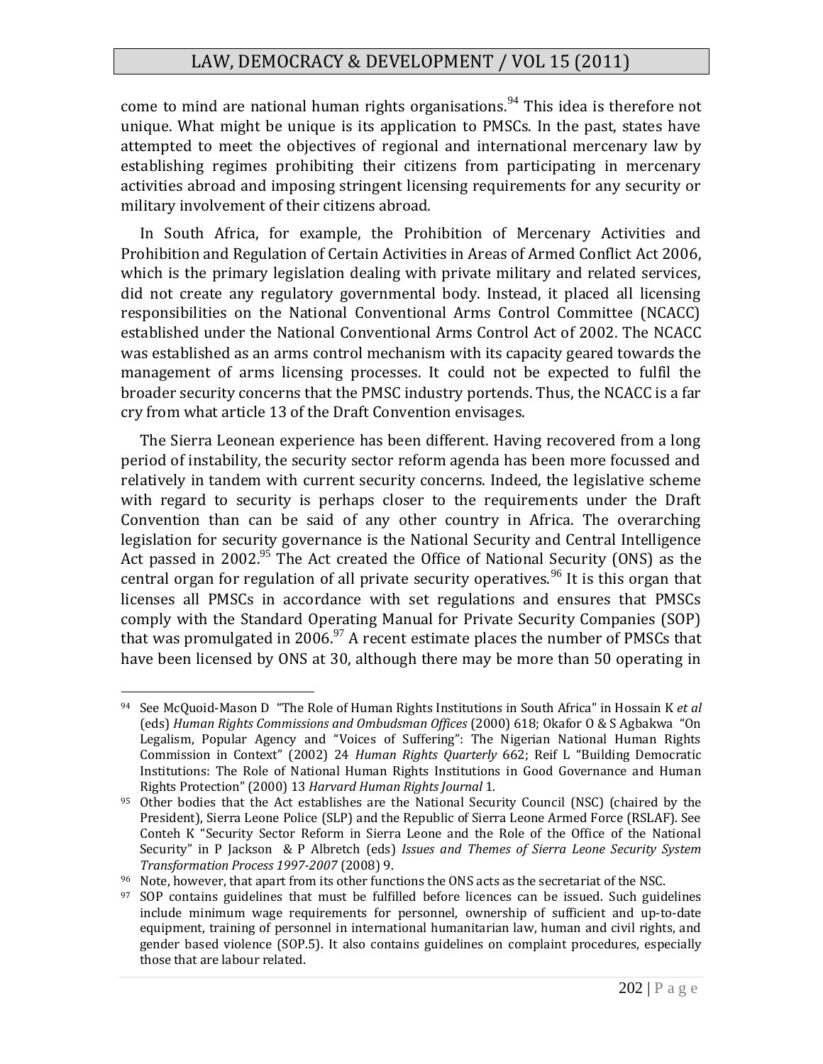come to mind are national human rights organisations.[94] This idea is therefore not unique. What might be unique is its application to PMSCs. In the past, states have attempted to meet the objectives of regional and international mercenary law by establishing regimes prohibiting their citizens from participating in mercenary activities abroad and imposing stringent licensing requirements for any security or military involvement of their citizens abroad.

In South Africa, for example, the Prohibition of Mercenary Activities and Prohibition and Regulation of Certain Activities in Areas of Armed Conflict Act 2006, which is the primary legislation dealing with private military and related services, did not create any regulatory governmental body. Instead, it placed all licensing responsibilities on the National Conventional Arms Control Committee (NCACC) established under the National Conventional Arms Control Act of 2002. The NCACC was established as an arms control mechanism with its capacity geared towards the management of arms licensing processes. It could not be expected to fulfil the broader security concerns that the PMSC industry portends. Thus, the NCACC is a far cry from what article 13 of the Draft Convention envisages.

The Sierra Leonean experience has been different. Having recovered from a long period of instability, the security sector reform agenda has been more focussed and relatively in tandem with current security concerns. Indeed, the legislative scheme with regard to security is perhaps closer to the requirements under the Draft Convention than can be said of any other country in Africa. The overarching legislation for security governance is the National Security and Central Intelligence Act passed in 2002.[95] The Act created the Office of National Security (ONS) as the central organ for regulation of all private security operatives.[96] It is this organ that licenses all PMSCs in accordance with set regulations and ensures that PMSCs comply with the Standard Operating Manual for Private Security Companies (SOP) that was promulgated in 2006.[97] A recent estimate places the number of PMSCs that have been licensed by ONS at 30, although there may be more than 50 operating in

---

[94] See McQuoid-Mason D "The Role of Human Rights Institutions in South Africa" in Hossain K *et al* (eds) *Human Rights Commissions and Ombudsman Offices* (2000) 618; Okafor O & S Agbakwa "On Legalism, Popular Agency and "Voices of Suffering": The Nigerian National Human Rights Commission in Context" (2002) 24 *Human Rights Quarterly* 662; Reif L "Building Democratic Institutions: The Role of National Human Rights Institutions in Good Governance and Human Rights Protection" (2000) 13 *Harvard Human Rights Journal* 1.

[95] Other bodies that the Act establishes are the National Security Council (NSC) (chaired by the President), Sierra Leone Police (SLP) and the Republic of Sierra Leone Armed Force (RSLAF). See Conteh K "Security Sector Reform in Sierra Leone and the Role of the Office of the National Security" in P Jackson & P Albretch (eds) *Issues and Themes of Sierra Leone Security System Transformation Process 1997-2007* (2008) 9.

[96] Note, however, that apart from its other functions the ONS acts as the secretariat of the NSC.

[97] SOP contains guidelines that must be fulfilled before licences can be issued. Such guidelines include minimum wage requirements for personnel, ownership of sufficient and up-to-date equipment, training of personnel in international humanitarian law, human and civil rights, and gender based violence (SOP.5). It also contains guidelines on complaint procedures, especially those that are labour related.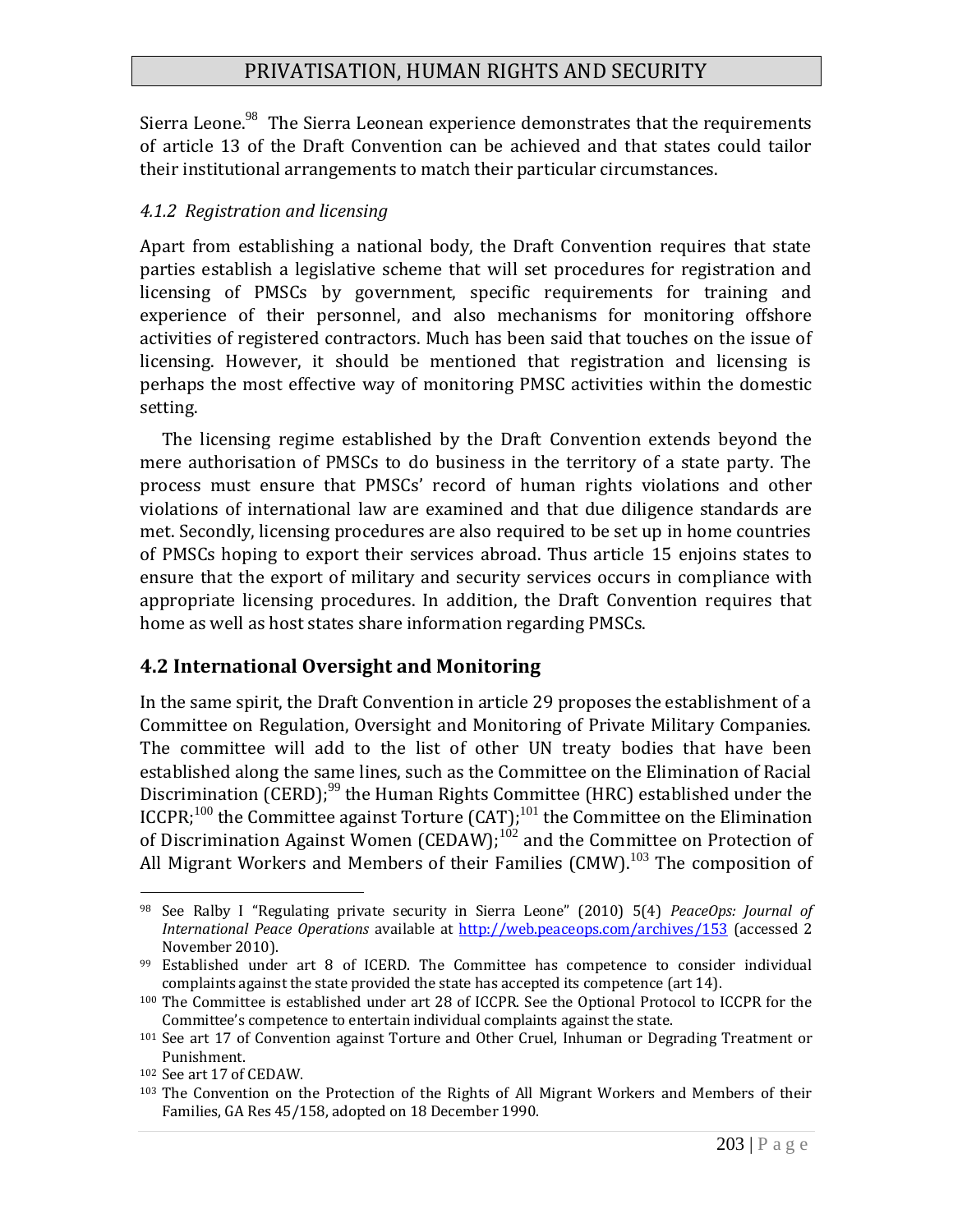Sierra Leone.[98] The Sierra Leonean experience demonstrates that the requirements of article 13 of the Draft Convention can be achieved and that states could tailor their institutional arrangements to match their particular circumstances.

*4.1.2 Registration and licensing*

Apart from establishing a national body, the Draft Convention requires that state parties establish a legislative scheme that will set procedures for registration and licensing of PMSCs by government, specific requirements for training and experience of their personnel, and also mechanisms for monitoring offshore activities of registered contractors. Much has been said that touches on the issue of licensing. However, it should be mentioned that registration and licensing is perhaps the most effective way of monitoring PMSC activities within the domestic setting.

The licensing regime established by the Draft Convention extends beyond the mere authorisation of PMSCs to do business in the territory of a state party. The process must ensure that PMSCs' record of human rights violations and other violations of international law are examined and that due diligence standards are met. Secondly, licensing procedures are also required to be set up in home countries of PMSCs hoping to export their services abroad. Thus article 15 enjoins states to ensure that the export of military and security services occurs in compliance with appropriate licensing procedures. In addition, the Draft Convention requires that home as well as host states share information regarding PMSCs.

## 4.2 International Oversight and Monitoring

In the same spirit, the Draft Convention in article 29 proposes the establishment of a Committee on Regulation, Oversight and Monitoring of Private Military Companies. The committee will add to the list of other UN treaty bodies that have been established along the same lines, such as the Committee on the Elimination of Racial Discrimination (CERD);[99] the Human Rights Committee (HRC) established under the ICCPR;[100] the Committee against Torture (CAT);[101] the Committee on the Elimination of Discrimination Against Women (CEDAW);[102] and the Committee on Protection of All Migrant Workers and Members of their Families (CMW).[103] The composition of

---

[98] See Ralby I "Regulating private security in Sierra Leone" (2010) 5(4) *PeaceOps: Journal of International Peace Operations* available at http://web.peaceops.com/archives/153 (accessed 2 November 2010).

[99] Established under art 8 of ICERD. The Committee has competence to consider individual complaints against the state provided the state has accepted its competence (art 14).

[100] The Committee is established under art 28 of ICCPR. See the Optional Protocol to ICCPR for the Committee's competence to entertain individual complaints against the state.

[101] See art 17 of Convention against Torture and Other Cruel, Inhuman or Degrading Treatment or Punishment.

[102] See art 17 of CEDAW.

[103] The Convention on the Protection of the Rights of All Migrant Workers and Members of their Families, GA Res 45/158, adopted on 18 December 1990.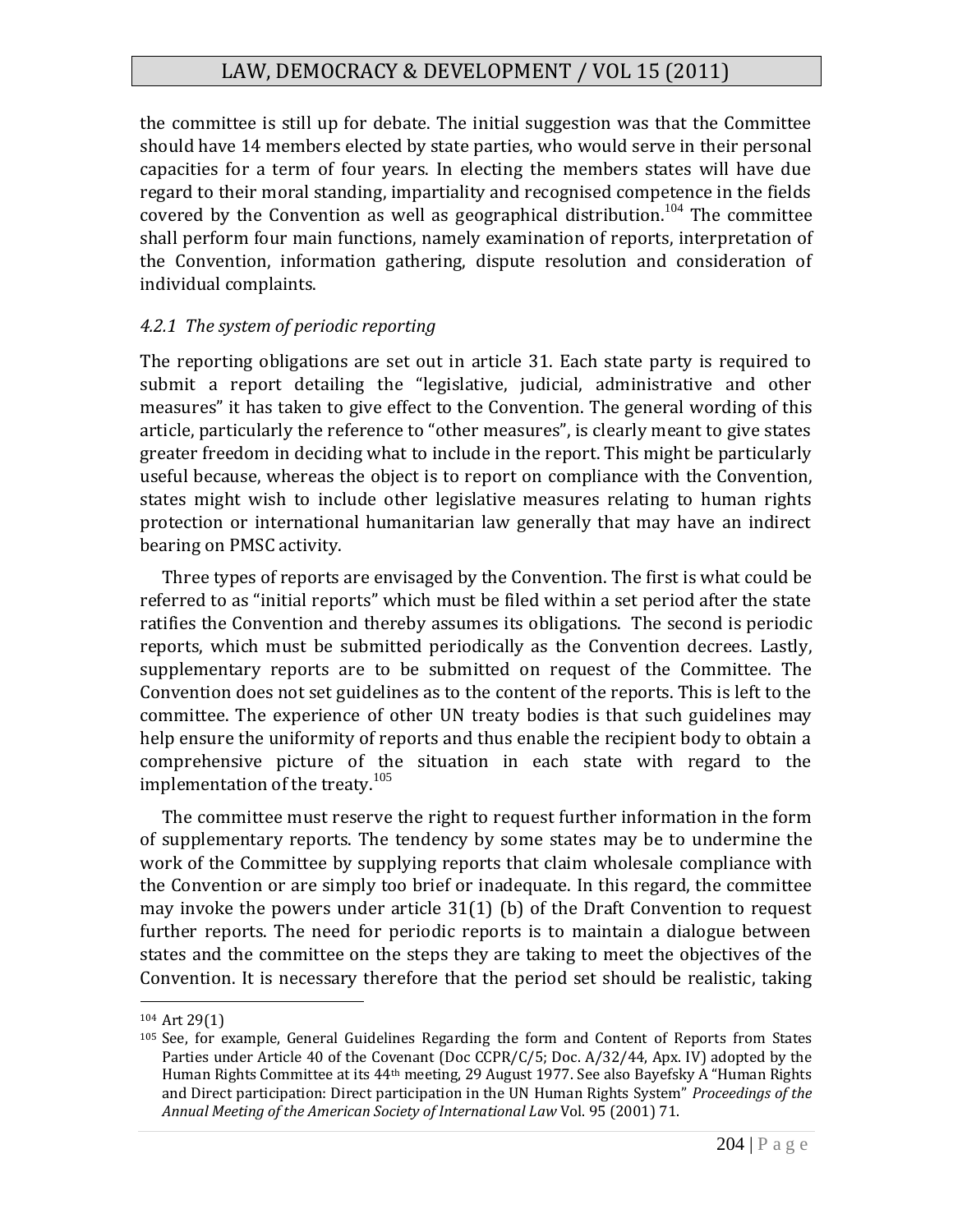the committee is still up for debate. The initial suggestion was that the Committee should have 14 members elected by state parties, who would serve in their personal capacities for a term of four years. In electing the members states will have due regard to their moral standing, impartiality and recognised competence in the fields covered by the Convention as well as geographical distribution.[104] The committee shall perform four main functions, namely examination of reports, interpretation of the Convention, information gathering, dispute resolution and consideration of individual complaints.

### *4.2.1 The system of periodic reporting*

The reporting obligations are set out in article 31. Each state party is required to submit a report detailing the "legislative, judicial, administrative and other measures" it has taken to give effect to the Convention. The general wording of this article, particularly the reference to "other measures", is clearly meant to give states greater freedom in deciding what to include in the report. This might be particularly useful because, whereas the object is to report on compliance with the Convention, states might wish to include other legislative measures relating to human rights protection or international humanitarian law generally that may have an indirect bearing on PMSC activity.

Three types of reports are envisaged by the Convention. The first is what could be referred to as "initial reports" which must be filed within a set period after the state ratifies the Convention and thereby assumes its obligations. The second is periodic reports, which must be submitted periodically as the Convention decrees. Lastly, supplementary reports are to be submitted on request of the Committee. The Convention does not set guidelines as to the content of the reports. This is left to the committee. The experience of other UN treaty bodies is that such guidelines may help ensure the uniformity of reports and thus enable the recipient body to obtain a comprehensive picture of the situation in each state with regard to the implementation of the treaty.[105]

The committee must reserve the right to request further information in the form of supplementary reports. The tendency by some states may be to undermine the work of the Committee by supplying reports that claim wholesale compliance with the Convention or are simply too brief or inadequate. In this regard, the committee may invoke the powers under article 31(1) (b) of the Draft Convention to request further reports. The need for periodic reports is to maintain a dialogue between states and the committee on the steps they are taking to meet the objectives of the Convention. It is necessary therefore that the period set should be realistic, taking

---

[104] Art 29(1)

[105] See, for example, General Guidelines Regarding the form and Content of Reports from States Parties under Article 40 of the Covenant (Doc CCPR/C/5; Doc. A/32/44, Apx. IV) adopted by the Human Rights Committee at its 44th meeting, 29 August 1977. See also Bayefsky A "Human Rights and Direct participation: Direct participation in the UN Human Rights System" *Proceedings of the Annual Meeting of the American Society of International Law* Vol. 95 (2001) 71.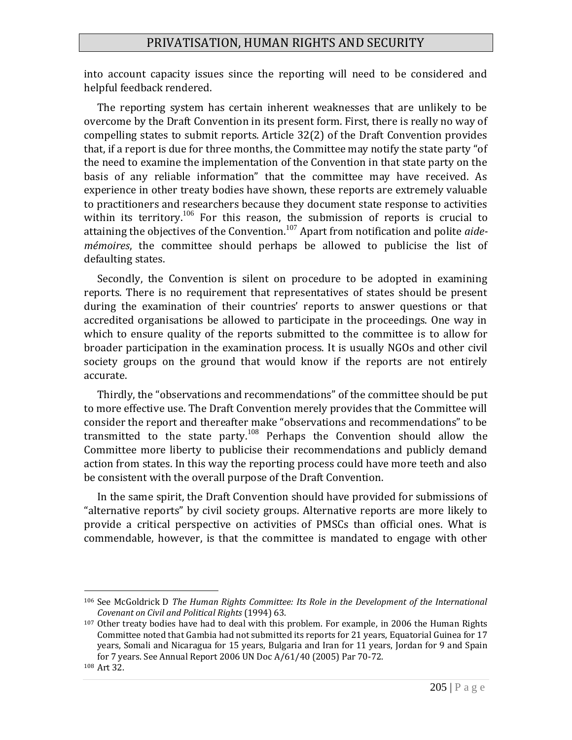into account capacity issues since the reporting will need to be considered and helpful feedback rendered.

The reporting system has certain inherent weaknesses that are unlikely to be overcome by the Draft Convention in its present form. First, there is really no way of compelling states to submit reports. Article 32(2) of the Draft Convention provides that, if a report is due for three months, the Committee may notify the state party "of the need to examine the implementation of the Convention in that state party on the basis of any reliable information" that the committee may have received. As experience in other treaty bodies have shown, these reports are extremely valuable to practitioners and researchers because they document state response to activities within its territory.[106] For this reason, the submission of reports is crucial to attaining the objectives of the Convention.[107] Apart from notification and polite *aide-mémoires*, the committee should perhaps be allowed to publicise the list of defaulting states.

Secondly, the Convention is silent on procedure to be adopted in examining reports. There is no requirement that representatives of states should be present during the examination of their countries' reports to answer questions or that accredited organisations be allowed to participate in the proceedings. One way in which to ensure quality of the reports submitted to the committee is to allow for broader participation in the examination process. It is usually NGOs and other civil society groups on the ground that would know if the reports are not entirely accurate.

Thirdly, the "observations and recommendations" of the committee should be put to more effective use. The Draft Convention merely provides that the Committee will consider the report and thereafter make "observations and recommendations" to be transmitted to the state party.[108] Perhaps the Convention should allow the Committee more liberty to publicise their recommendations and publicly demand action from states. In this way the reporting process could have more teeth and also be consistent with the overall purpose of the Draft Convention.

In the same spirit, the Draft Convention should have provided for submissions of "alternative reports" by civil society groups. Alternative reports are more likely to provide a critical perspective on activities of PMSCs than official ones. What is commendable, however, is that the committee is mandated to engage with other

---

[106] See McGoldrick D *The Human Rights Committee: Its Role in the Development of the International Covenant on Civil and Political Rights* (1994) 63.

[107] Other treaty bodies have had to deal with this problem. For example, in 2006 the Human Rights Committee noted that Gambia had not submitted its reports for 21 years, Equatorial Guinea for 17 years, Somali and Nicaragua for 15 years, Bulgaria and Iran for 11 years, Jordan for 9 and Spain for 7 years. See Annual Report 2006 UN Doc A/61/40 (2005) Par 70-72.

[108] Art 32.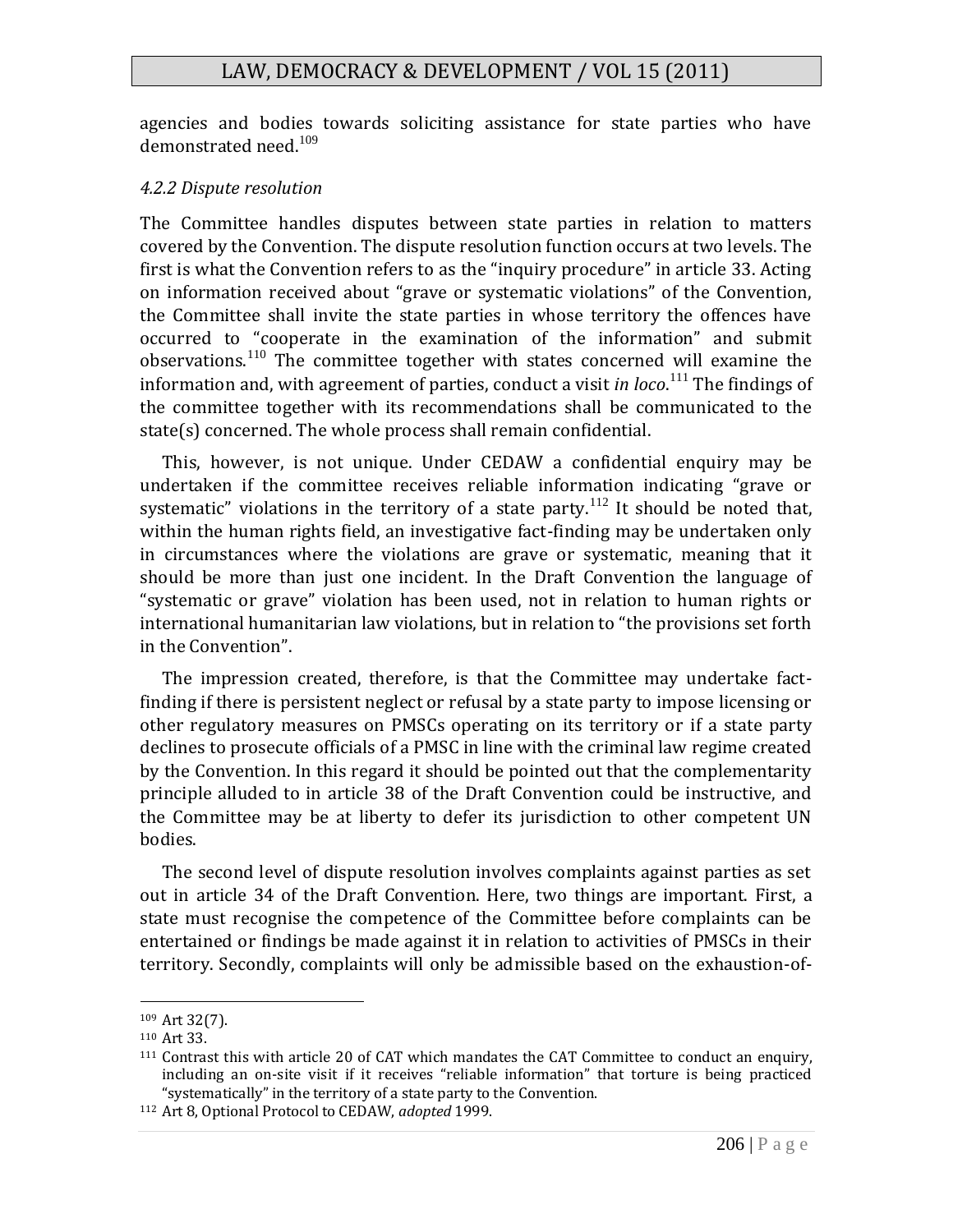agencies and bodies towards soliciting assistance for state parties who have demonstrated need.[109]

#### *4.2.2 Dispute resolution*

The Committee handles disputes between state parties in relation to matters covered by the Convention. The dispute resolution function occurs at two levels. The first is what the Convention refers to as the "inquiry procedure" in article 33. Acting on information received about "grave or systematic violations" of the Convention, the Committee shall invite the state parties in whose territory the offences have occurred to "cooperate in the examination of the information" and submit observations.[110] The committee together with states concerned will examine the information and, with agreement of parties, conduct a visit *in loco*.[111] The findings of the committee together with its recommendations shall be communicated to the state(s) concerned. The whole process shall remain confidential.

This, however, is not unique. Under CEDAW a confidential enquiry may be undertaken if the committee receives reliable information indicating "grave or systematic" violations in the territory of a state party.[112] It should be noted that, within the human rights field, an investigative fact-finding may be undertaken only in circumstances where the violations are grave or systematic, meaning that it should be more than just one incident. In the Draft Convention the language of "systematic or grave" violation has been used, not in relation to human rights or international humanitarian law violations, but in relation to "the provisions set forth in the Convention".

The impression created, therefore, is that the Committee may undertake fact-finding if there is persistent neglect or refusal by a state party to impose licensing or other regulatory measures on PMSCs operating on its territory or if a state party declines to prosecute officials of a PMSC in line with the criminal law regime created by the Convention. In this regard it should be pointed out that the complementarity principle alluded to in article 38 of the Draft Convention could be instructive, and the Committee may be at liberty to defer its jurisdiction to other competent UN bodies.

The second level of dispute resolution involves complaints against parties as set out in article 34 of the Draft Convention. Here, two things are important. First, a state must recognise the competence of the Committee before complaints can be entertained or findings be made against it in relation to activities of PMSCs in their territory. Secondly, complaints will only be admissible based on the exhaustion-of-

---

[109] Art 32(7).

[110] Art 33.

[111] Contrast this with article 20 of CAT which mandates the CAT Committee to conduct an enquiry, including an on-site visit if it receives "reliable information" that torture is being practiced "systematically" in the territory of a state party to the Convention.

[112] Art 8, Optional Protocol to CEDAW, *adopted* 1999.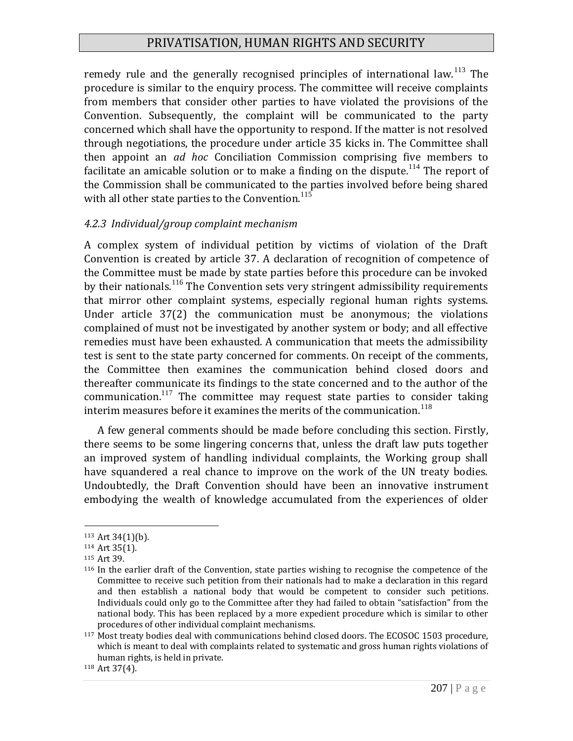remedy rule and the generally recognised principles of international law.[113] The procedure is similar to the enquiry process. The committee will receive complaints from members that consider other parties to have violated the provisions of the Convention. Subsequently, the complaint will be communicated to the party concerned which shall have the opportunity to respond. If the matter is not resolved through negotiations, the procedure under article 35 kicks in. The Committee shall then appoint an *ad hoc* Conciliation Commission comprising five members to facilitate an amicable solution or to make a finding on the dispute.[114] The report of the Commission shall be communicated to the parties involved before being shared with all other state parties to the Convention.[115]

### *4.2.3 Individual/group complaint mechanism*

A complex system of individual petition by victims of violation of the Draft Convention is created by article 37. A declaration of recognition of competence of the Committee must be made by state parties before this procedure can be invoked by their nationals.[116] The Convention sets very stringent admissibility requirements that mirror other complaint systems, especially regional human rights systems. Under article 37(2) the communication must be anonymous; the violations complained of must not be investigated by another system or body; and all effective remedies must have been exhausted. A communication that meets the admissibility test is sent to the state party concerned for comments. On receipt of the comments, the Committee then examines the communication behind closed doors and thereafter communicate its findings to the state concerned and to the author of the communication.[117] The committee may request state parties to consider taking interim measures before it examines the merits of the communication.[118]

A few general comments should be made before concluding this section. Firstly, there seems to be some lingering concerns that, unless the draft law puts together an improved system of handling individual complaints, the Working group shall have squandered a real chance to improve on the work of the UN treaty bodies. Undoubtedly, the Draft Convention should have been an innovative instrument embodying the wealth of knowledge accumulated from the experiences of older

---

[113] Art 34(1)(b).

[114] Art 35(1).

[115] Art 39.

[116] In the earlier draft of the Convention, state parties wishing to recognise the competence of the Committee to receive such petition from their nationals had to make a declaration in this regard and then establish a national body that would be competent to consider such petitions. Individuals could only go to the Committee after they had failed to obtain "satisfaction" from the national body. This has been replaced by a more expedient procedure which is similar to other procedures of other individual complaint mechanisms.

[117] Most treaty bodies deal with communications behind closed doors. The ECOSOC 1503 procedure, which is meant to deal with complaints related to systematic and gross human rights violations of human rights, is held in private.

[118] Art 37(4).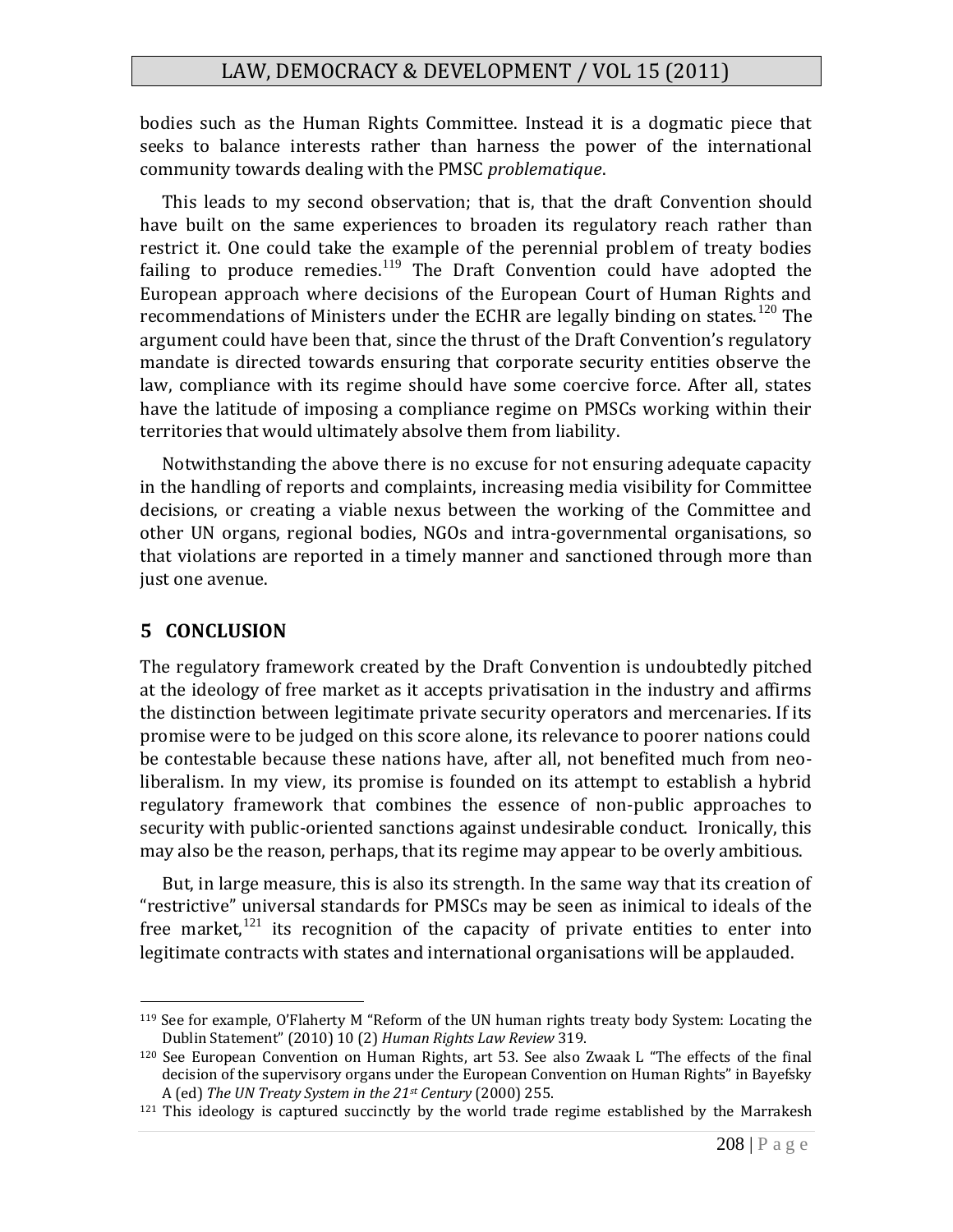bodies such as the Human Rights Committee. Instead it is a dogmatic piece that seeks to balance interests rather than harness the power of the international community towards dealing with the PMSC *problematique*.

This leads to my second observation; that is, that the draft Convention should have built on the same experiences to broaden its regulatory reach rather than restrict it. One could take the example of the perennial problem of treaty bodies failing to produce remedies.[119] The Draft Convention could have adopted the European approach where decisions of the European Court of Human Rights and recommendations of Ministers under the ECHR are legally binding on states.[120] The argument could have been that, since the thrust of the Draft Convention's regulatory mandate is directed towards ensuring that corporate security entities observe the law, compliance with its regime should have some coercive force. After all, states have the latitude of imposing a compliance regime on PMSCs working within their territories that would ultimately absolve them from liability.

Notwithstanding the above there is no excuse for not ensuring adequate capacity in the handling of reports and complaints, increasing media visibility for Committee decisions, or creating a viable nexus between the working of the Committee and other UN organs, regional bodies, NGOs and intra-governmental organisations, so that violations are reported in a timely manner and sanctioned through more than just one avenue.

## 5 CONCLUSION

The regulatory framework created by the Draft Convention is undoubtedly pitched at the ideology of free market as it accepts privatisation in the industry and affirms the distinction between legitimate private security operators and mercenaries. If its promise were to be judged on this score alone, its relevance to poorer nations could be contestable because these nations have, after all, not benefited much from neo-liberalism. In my view, its promise is founded on its attempt to establish a hybrid regulatory framework that combines the essence of non-public approaches to security with public-oriented sanctions against undesirable conduct. Ironically, this may also be the reason, perhaps, that its regime may appear to be overly ambitious.

But, in large measure, this is also its strength. In the same way that its creation of "restrictive" universal standards for PMSCs may be seen as inimical to ideals of the free market,[121] its recognition of the capacity of private entities to enter into legitimate contracts with states and international organisations will be applauded.

---

[119] See for example, O'Flaherty M "Reform of the UN human rights treaty body System: Locating the Dublin Statement" (2010) 10 (2) *Human Rights Law Review* 319.

[120] See European Convention on Human Rights, art 53. See also Zwaak L "The effects of the final decision of the supervisory organs under the European Convention on Human Rights" in Bayefsky A (ed) *The UN Treaty System in the 21st Century* (2000) 255.

[121] This ideology is captured succinctly by the world trade regime established by the Marrakesh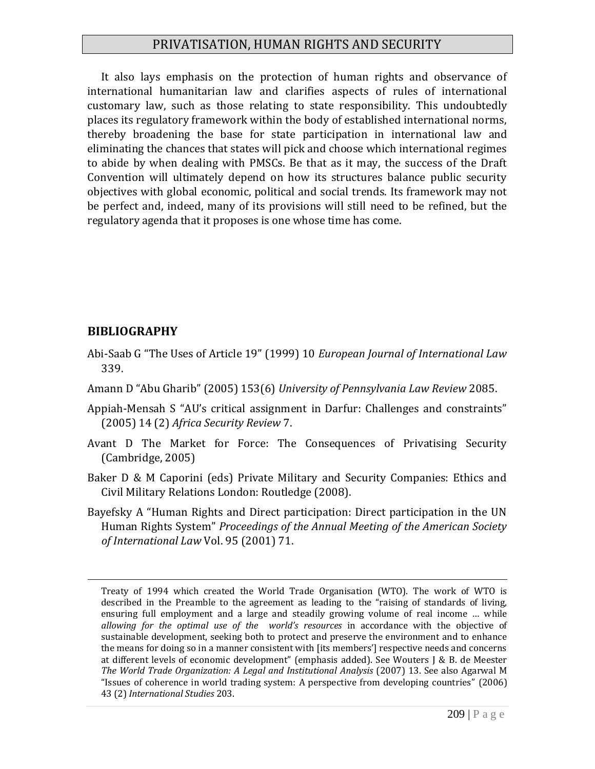It also lays emphasis on the protection of human rights and observance of international humanitarian law and clarifies aspects of rules of international customary law, such as those relating to state responsibility. This undoubtedly places its regulatory framework within the body of established international norms, thereby broadening the base for state participation in international law and eliminating the chances that states will pick and choose which international regimes to abide by when dealing with PMSCs. Be that as it may, the success of the Draft Convention will ultimately depend on how its structures balance public security objectives with global economic, political and social trends. Its framework may not be perfect and, indeed, many of its provisions will still need to be refined, but the regulatory agenda that it proposes is one whose time has come.

## BIBLIOGRAPHY

Abi-Saab G "The Uses of Article 19" (1999) 10 *European Journal of International Law* 339.

Amann D "Abu Gharib" (2005) 153(6) *University of Pennsylvania Law Review* 2085.

Appiah-Mensah S "AU's critical assignment in Darfur: Challenges and constraints" (2005) 14 (2) *Africa Security Review* 7.

Avant D The Market for Force: The Consequences of Privatising Security (Cambridge, 2005)

Baker D & M Caporini (eds) Private Military and Security Companies: Ethics and Civil Military Relations London: Routledge (2008).

Bayefsky A "Human Rights and Direct participation: Direct participation in the UN Human Rights System" *Proceedings of the Annual Meeting of the American Society of International Law* Vol. 95 (2001) 71.

---

Treaty of 1994 which created the World Trade Organisation (WTO). The work of WTO is described in the Preamble to the agreement as leading to the "raising of standards of living, ensuring full employment and a large and steadily growing volume of real income … while *allowing for the optimal use of the world's resources* in accordance with the objective of sustainable development, seeking both to protect and preserve the environment and to enhance the means for doing so in a manner consistent with [its members'] respective needs and concerns at different levels of economic development" (emphasis added). See Wouters J & B. de Meester *The World Trade Organization: A Legal and Institutional Analysis* (2007) 13. See also Agarwal M "Issues of coherence in world trading system: A perspective from developing countries" (2006) 43 (2) *International Studies* 203.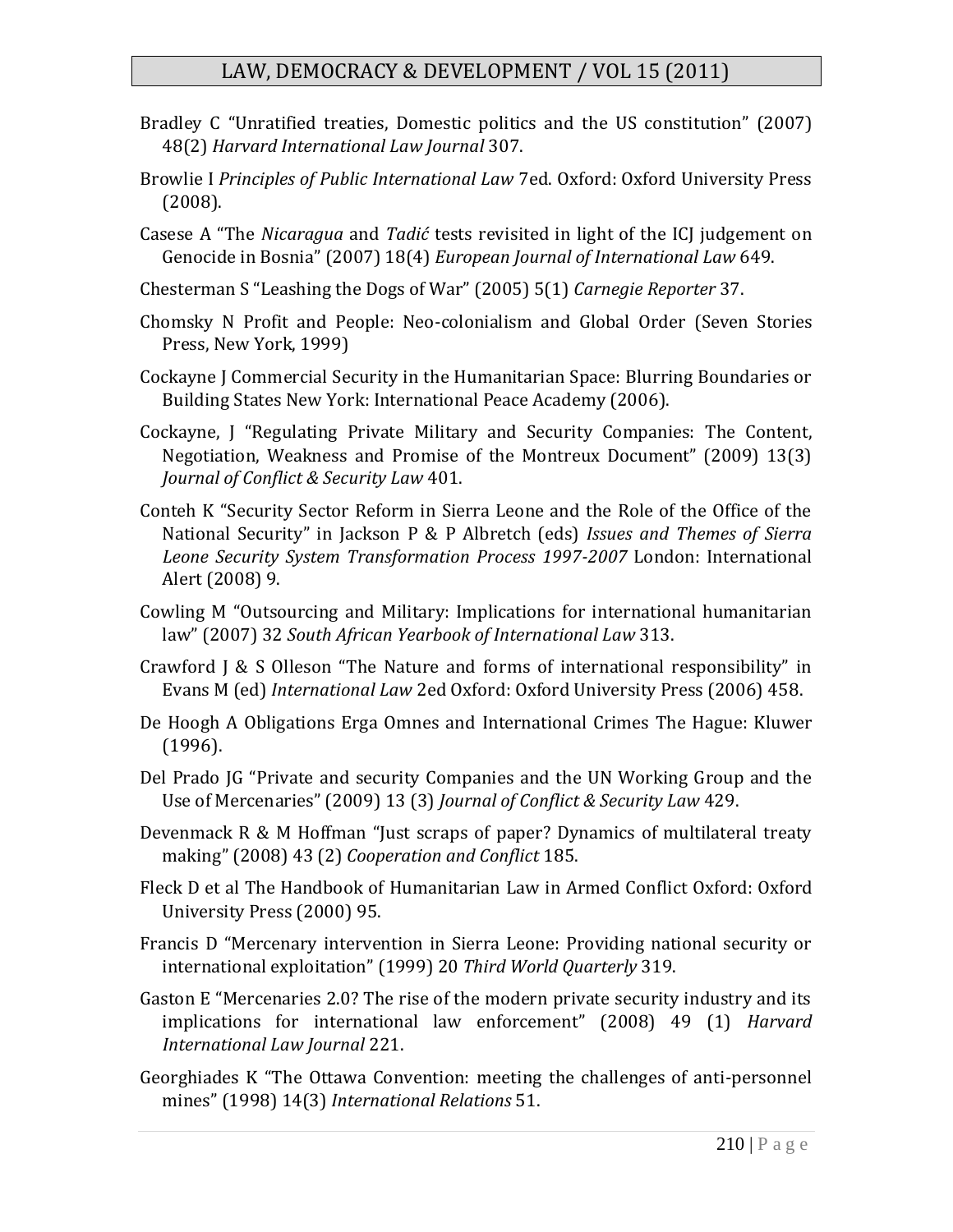Bradley C "Unratified treaties, Domestic politics and the US constitution" (2007) 48(2) *Harvard International Law Journal* 307.

Browlie I *Principles of Public International Law* 7ed. Oxford: Oxford University Press (2008).

Casese A "The *Nicaragua* and *Tadić* tests revisited in light of the ICJ judgement on Genocide in Bosnia" (2007) 18(4) *European Journal of International Law* 649.

Chesterman S "Leashing the Dogs of War" (2005) 5(1) *Carnegie Reporter* 37.

Chomsky N Profit and People: Neo-colonialism and Global Order (Seven Stories Press, New York, 1999)

Cockayne J Commercial Security in the Humanitarian Space: Blurring Boundaries or Building States New York: International Peace Academy (2006).

Cockayne, J "Regulating Private Military and Security Companies: The Content, Negotiation, Weakness and Promise of the Montreux Document" (2009) 13(3) *Journal of Conflict & Security Law* 401.

Conteh K "Security Sector Reform in Sierra Leone and the Role of the Office of the National Security" in Jackson P & P Albretch (eds) *Issues and Themes of Sierra Leone Security System Transformation Process 1997-2007* London: International Alert (2008) 9.

Cowling M "Outsourcing and Military: Implications for international humanitarian law" (2007) 32 *South African Yearbook of International Law* 313.

Crawford J & S Olleson "The Nature and forms of international responsibility" in Evans M (ed) *International Law* 2ed Oxford: Oxford University Press (2006) 458.

De Hoogh A Obligations Erga Omnes and International Crimes The Hague: Kluwer (1996).

Del Prado JG "Private and security Companies and the UN Working Group and the Use of Mercenaries" (2009) 13 (3) *Journal of Conflict & Security Law* 429.

Devenmack R & M Hoffman "Just scraps of paper? Dynamics of multilateral treaty making" (2008) 43 (2) *Cooperation and Conflict* 185.

Fleck D et al The Handbook of Humanitarian Law in Armed Conflict Oxford: Oxford University Press (2000) 95.

Francis D "Mercenary intervention in Sierra Leone: Providing national security or international exploitation" (1999) 20 *Third World Quarterly* 319.

Gaston E "Mercenaries 2.0? The rise of the modern private security industry and its implications for international law enforcement" (2008) 49 (1) *Harvard International Law Journal* 221.

Georghiades K "The Ottawa Convention: meeting the challenges of anti-personnel mines" (1998) 14(3) *International Relations* 51.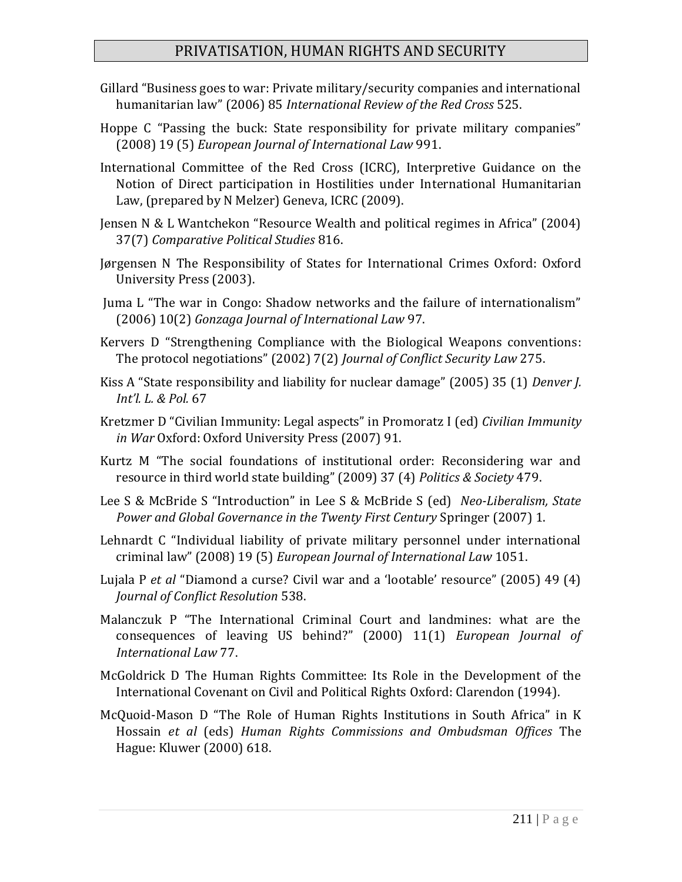Gillard "Business goes to war: Private military/security companies and international humanitarian law" (2006) 85 *International Review of the Red Cross* 525.

Hoppe C "Passing the buck: State responsibility for private military companies" (2008) 19 (5) *European Journal of International Law* 991.

International Committee of the Red Cross (ICRC), Interpretive Guidance on the Notion of Direct participation in Hostilities under International Humanitarian Law, (prepared by N Melzer) Geneva, ICRC (2009).

Jensen N & L Wantchekon "Resource Wealth and political regimes in Africa" (2004) 37(7) *Comparative Political Studies* 816.

Jørgensen N The Responsibility of States for International Crimes Oxford: Oxford University Press (2003).

Juma L "The war in Congo: Shadow networks and the failure of internationalism" (2006) 10(2) *Gonzaga Journal of International Law* 97.

Kervers D "Strengthening Compliance with the Biological Weapons conventions: The protocol negotiations" (2002) 7(2) *Journal of Conflict Security Law* 275.

Kiss A "State responsibility and liability for nuclear damage" (2005) 35 (1) *Denver J. Int'l. L. & Pol.* 67

Kretzmer D "Civilian Immunity: Legal aspects" in Promoratz I (ed) *Civilian Immunity in War* Oxford: Oxford University Press (2007) 91.

Kurtz M "The social foundations of institutional order: Reconsidering war and resource in third world state building" (2009) 37 (4) *Politics & Society* 479.

Lee S & McBride S "Introduction" in Lee S & McBride S (ed) *Neo-Liberalism, State Power and Global Governance in the Twenty First Century* Springer (2007) 1.

Lehnardt C "Individual liability of private military personnel under international criminal law" (2008) 19 (5) *European Journal of International Law* 1051.

Lujala P *et al* "Diamond a curse? Civil war and a 'lootable' resource" (2005) 49 (4) *Journal of Conflict Resolution* 538.

Malanczuk P "The International Criminal Court and landmines: what are the consequences of leaving US behind?" (2000) 11(1) *European Journal of International Law* 77.

McGoldrick D The Human Rights Committee: Its Role in the Development of the International Covenant on Civil and Political Rights Oxford: Clarendon (1994).

McQuoid-Mason D "The Role of Human Rights Institutions in South Africa" in K Hossain *et al* (eds) *Human Rights Commissions and Ombudsman Offices* The Hague: Kluwer (2000) 618.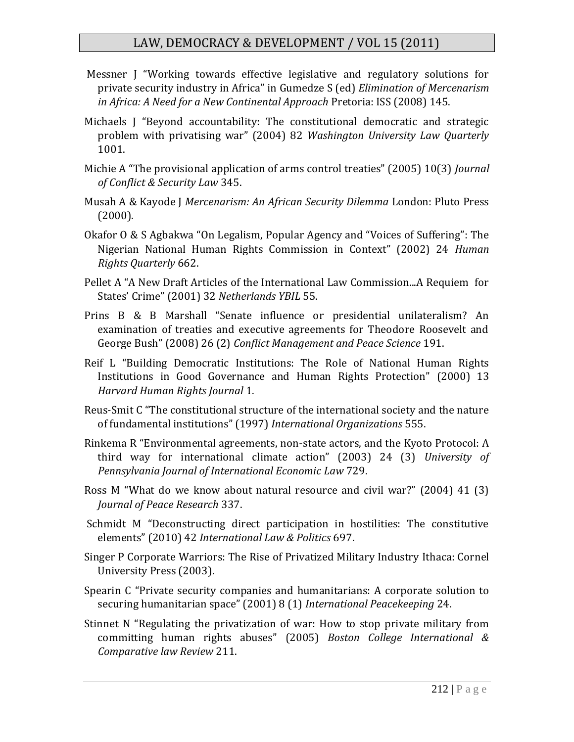Messner J "Working towards effective legislative and regulatory solutions for private security industry in Africa" in Gumedze S (ed) *Elimination of Mercenarism in Africa: A Need for a New Continental Approach* Pretoria: ISS (2008) 145.

Michaels J "Beyond accountability: The constitutional democratic and strategic problem with privatising war" (2004) 82 *Washington University Law Quarterly* 1001.

Michie A "The provisional application of arms control treaties" (2005) 10(3) *Journal of Conflict & Security Law* 345.

Musah A & Kayode J *Mercenarism: An African Security Dilemma* London: Pluto Press (2000).

Okafor O & S Agbakwa "On Legalism, Popular Agency and "Voices of Suffering": The Nigerian National Human Rights Commission in Context" (2002) 24 *Human Rights Quarterly* 662.

Pellet A "A New Draft Articles of the International Law Commission...A Requiem for States' Crime" (2001) 32 *Netherlands YBIL* 55.

Prins B & B Marshall "Senate influence or presidential unilateralism? An examination of treaties and executive agreements for Theodore Roosevelt and George Bush" (2008) 26 (2) *Conflict Management and Peace Science* 191.

Reif L "Building Democratic Institutions: The Role of National Human Rights Institutions in Good Governance and Human Rights Protection" (2000) 13 *Harvard Human Rights Journal* 1.

Reus-Smit C "The constitutional structure of the international society and the nature of fundamental institutions" (1997) *International Organizations* 555.

Rinkema R "Environmental agreements, non-state actors, and the Kyoto Protocol: A third way for international climate action" (2003) 24 (3) *University of Pennsylvania Journal of International Economic Law* 729.

Ross M "What do we know about natural resource and civil war?" (2004) 41 (3) *Journal of Peace Research* 337.

Schmidt M "Deconstructing direct participation in hostilities: The constitutive elements" (2010) 42 *International Law & Politics* 697.

Singer P Corporate Warriors: The Rise of Privatized Military Industry Ithaca: Cornel University Press (2003).

Spearin C "Private security companies and humanitarians: A corporate solution to securing humanitarian space" (2001) 8 (1) *International Peacekeeping* 24.

Stinnet N "Regulating the privatization of war: How to stop private military from committing human rights abuses" (2005) *Boston College International & Comparative law Review* 211.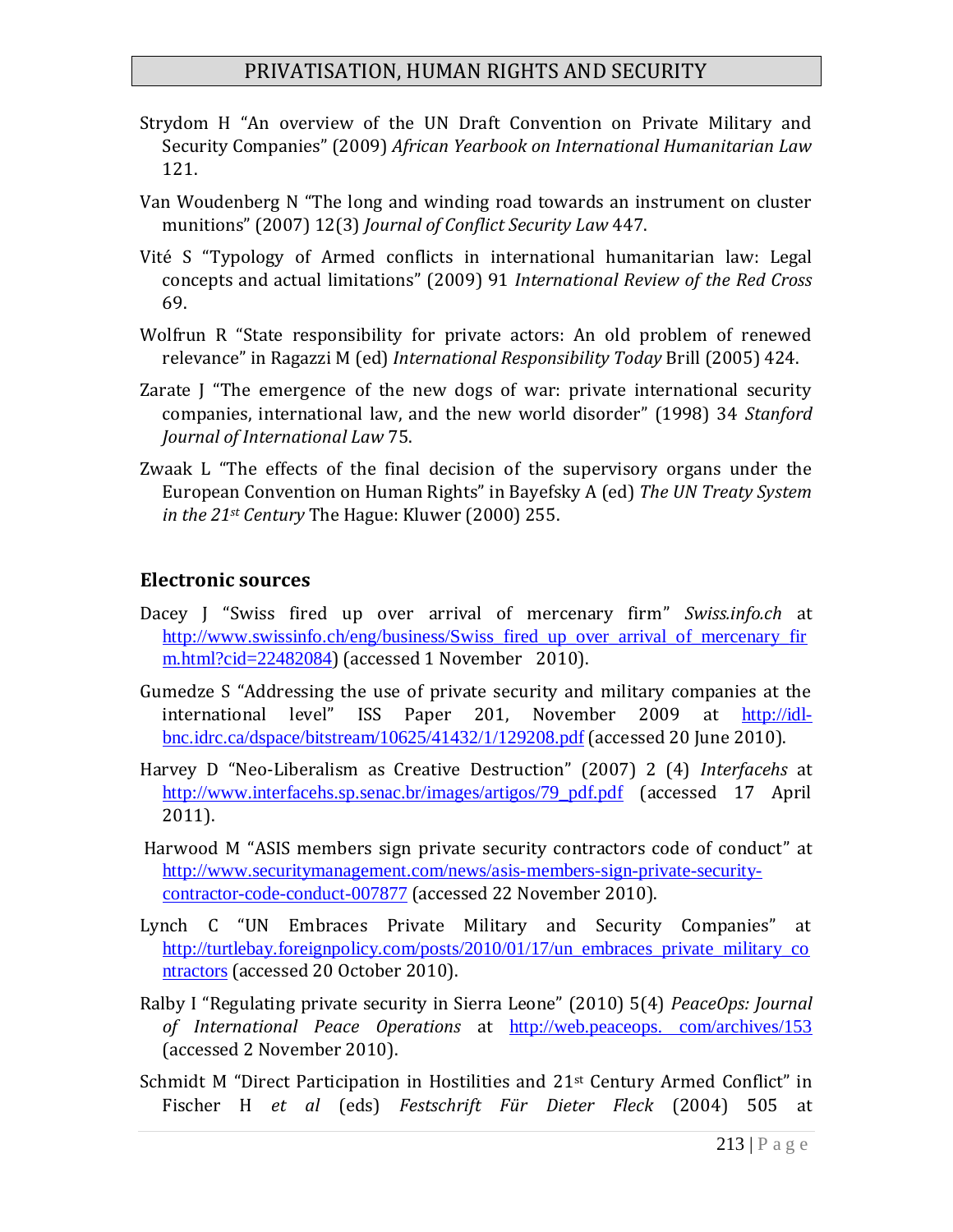Strydom H "An overview of the UN Draft Convention on Private Military and Security Companies" (2009) *African Yearbook on International Humanitarian Law* 121.

Van Woudenberg N "The long and winding road towards an instrument on cluster munitions" (2007) 12(3) *Journal of Conflict Security Law* 447.

Vité S "Typology of Armed conflicts in international humanitarian law: Legal concepts and actual limitations" (2009) 91 *International Review of the Red Cross* 69.

Wolfrun R "State responsibility for private actors: An old problem of renewed relevance" in Ragazzi M (ed) *International Responsibility Today* Brill (2005) 424.

Zarate J "The emergence of the new dogs of war: private international security companies, international law, and the new world disorder" (1998) 34 *Stanford Journal of International Law* 75.

Zwaak L "The effects of the final decision of the supervisory organs under the European Convention on Human Rights" in Bayefsky A (ed) *The UN Treaty System in the 21st Century* The Hague: Kluwer (2000) 255.

## Electronic sources

Dacey J "Swiss fired up over arrival of mercenary firm" *Swiss.info.ch* at http://www.swissinfo.ch/eng/business/Swiss_fired_up_over_arrival_of_mercenary_firm.html?cid=22482084) (accessed 1 November 2010).

Gumedze S "Addressing the use of private security and military companies at the international level" ISS Paper 201, November 2009 at http://idl-bnc.idrc.ca/dspace/bitstream/10625/41432/1/129208.pdf (accessed 20 June 2010).

Harvey D "Neo-Liberalism as Creative Destruction" (2007) 2 (4) *Interfacehs* at http://www.interfacehs.sp.senac.br/images/artigos/79_pdf.pdf (accessed 17 April 2011).

Harwood M "ASIS members sign private security contractors code of conduct" at http://www.securitymanagement.com/news/asis-members-sign-private-security-contractor-code-conduct-007877 (accessed 22 November 2010).

Lynch C "UN Embraces Private Military and Security Companies" at http://turtlebay.foreignpolicy.com/posts/2010/01/17/un_embraces_private_military_contractors (accessed 20 October 2010).

Ralby I "Regulating private security in Sierra Leone" (2010) 5(4) *PeaceOps: Journal of International Peace Operations* at http://web.peaceops. com/archives/153 (accessed 2 November 2010).

Schmidt M "Direct Participation in Hostilities and 21st Century Armed Conflict" in Fischer H *et al* (eds) *Festschrift Für Dieter Fleck* (2004) 505 at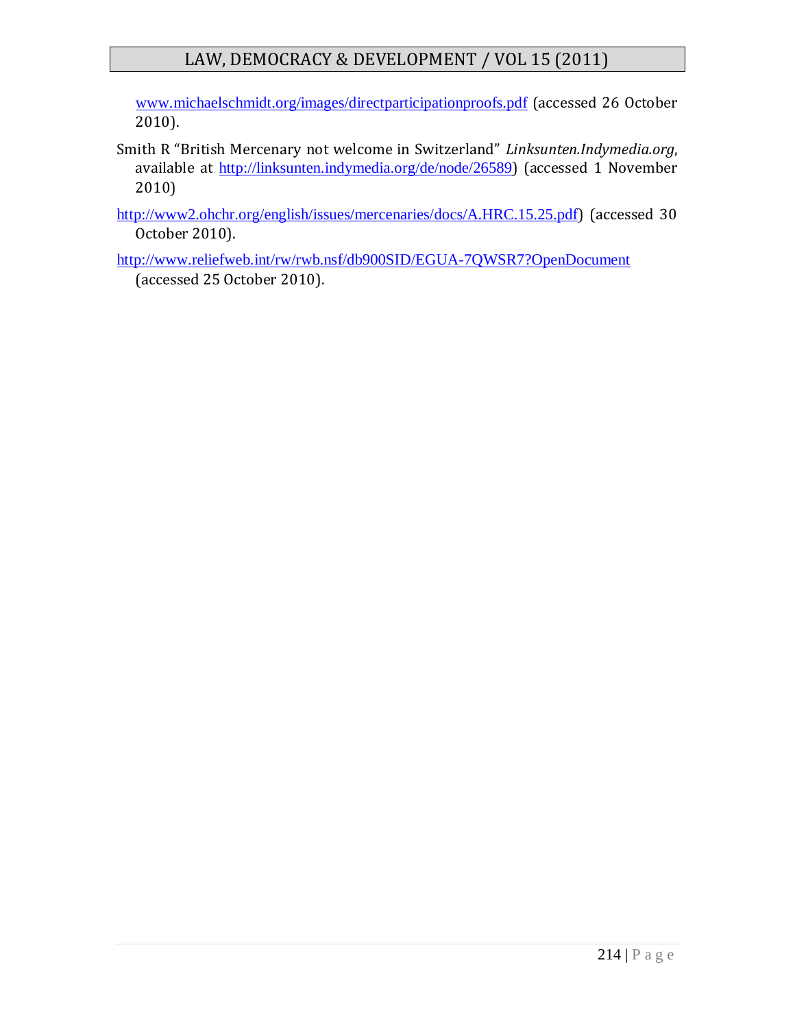www.michaelschmidt.org/images/directparticipationproofs.pdf (accessed 26 October 2010).

Smith R "British Mercenary not welcome in Switzerland" *Linksunten.Indymedia.org*, available at http://linksunten.indymedia.org/de/node/26589) (accessed 1 November 2010)

http://www2.ohchr.org/english/issues/mercenaries/docs/A.HRC.15.25.pdf) (accessed 30 October 2010).

http://www.reliefweb.int/rw/rwb.nsf/db900SID/EGUA-7QWSR7?OpenDocument (accessed 25 October 2010).